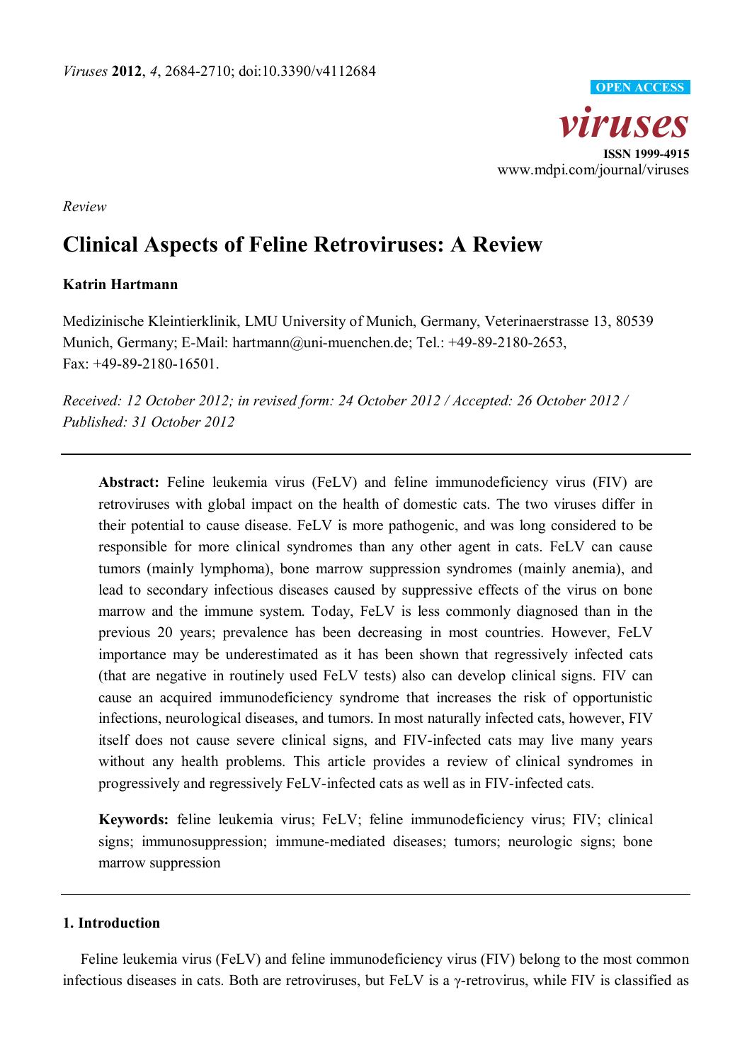Review

# Clinical Aspects of Feline Retroviruses: A Review

**Katrin Hartmann**

Medizinische Kleintierklinik, LMU University of Munich, Germany, Veterinaerstrasse 13, 80539 Munich, Germany; E-Mail: hartmann@uni-muenchen.de; Tel.: +49-89-2180-2653, Fax: +49-89-2180-16501.

*Received: 12 October 2012; in revised form: 24 October 2012 / Accepted: 26 October 2012 / Published: 31 October 2012*

**Abstract:** Feline leukemia virus (FeLV) and feline immunodeficiency virus (FIV) are retroviruses with global impact on the health of domestic cats. The two viruses differ in their potential to cause disease. FeLV is more pathogenic, and was long considered to be responsible for more clinical syndromes than any other agent in cats. FeLV can cause tumors (mainly lymphoma), bone marrow suppression syndromes (mainly anemia), and lead to secondary infectious diseases caused by suppressive effects of the virus on bone marrow and the immune system. Today, FeLV is less commonly diagnosed than in the previous 20 years; prevalence has been decreasing in most countries. However, FeLV importance may be underestimated as it has been shown that regressively infected cats (that are negative in routinely used FeLV tests) also can develop clinical signs. FIV can cause an acquired immunodeficiency syndrome that increases the risk of opportunistic infections, neurological diseases, and tumors. In most naturally infected cats, however, FIV itself does not cause severe clinical signs, and FIV-infected cats may live many years without any health problems. This article provides a review of clinical syndromes in progressively and regressively FeLV-infected cats as well as in FIV-infected cats.

**Keywords:** feline leukemia virus; FeLV; feline immunodeficiency virus; FIV; clinical signs; immunosuppression; immune-mediated diseases; tumors; neurologic signs; bone marrow suppression

## 1. Introduction

Feline leukemia virus (FeLV) and feline immunodeficiency virus (FIV) belong to the most common infectious diseases in cats. Both are retroviruses, but FeLV is a γ-retrovirus, while FIV is classified as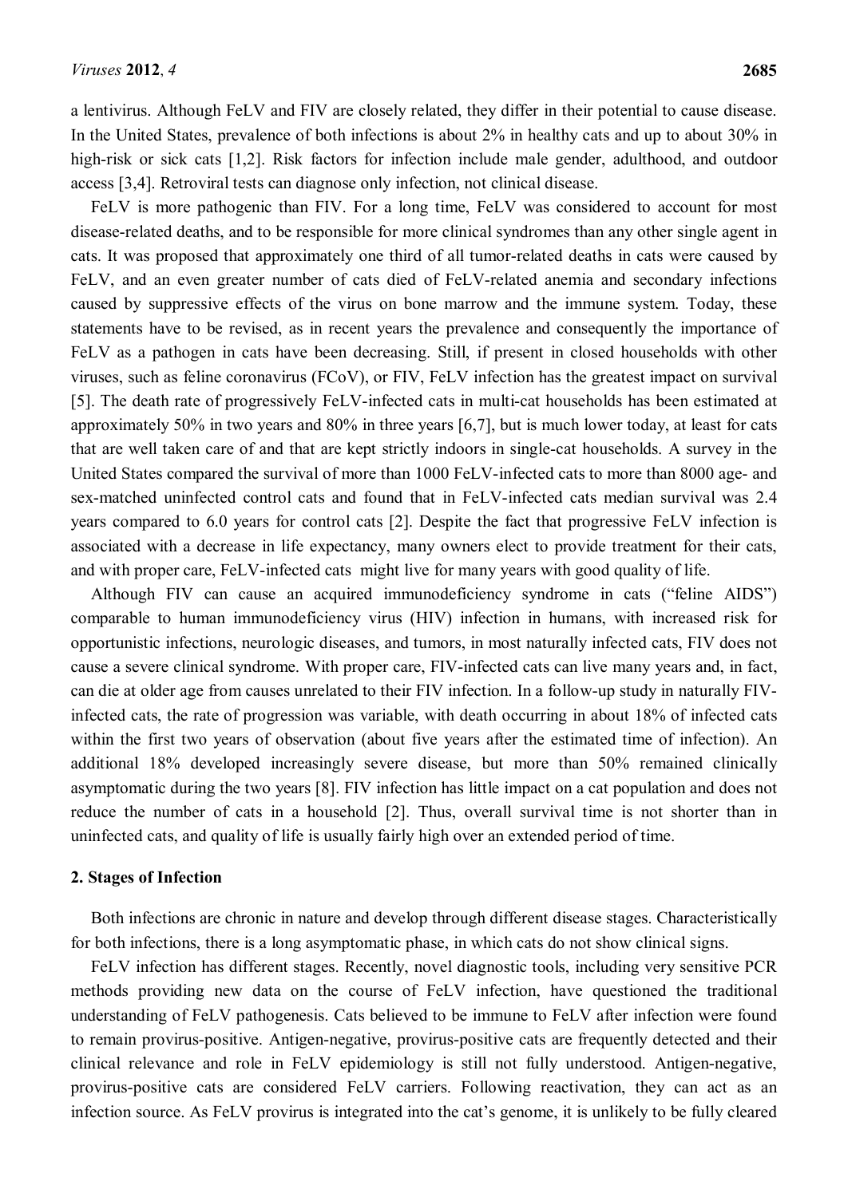a lentivirus. Although FeLV and FIV are closely related, they differ in their potential to cause disease. In the United States, prevalence of both infections is about 2% in healthy cats and up to about 30% in high-risk or sick cats [1,2]. Risk factors for infection include male gender, adulthood, and outdoor access [3,4]. Retroviral tests can diagnose only infection, not clinical disease.

FeLV is more pathogenic than FIV. For a long time, FeLV was considered to account for most disease-related deaths, and to be responsible for more clinical syndromes than any other single agent in cats. It was proposed that approximately one third of all tumor-related deaths in cats were caused by FeLV, and an even greater number of cats died of FeLV-related anemia and secondary infections caused by suppressive effects of the virus on bone marrow and the immune system. Today, these statements have to be revised, as in recent years the prevalence and consequently the importance of FeLV as a pathogen in cats have been decreasing. Still, if present in closed households with other viruses, such as feline coronavirus (FCoV), or FIV, FeLV infection has the greatest impact on survival [5]. The death rate of progressively FeLV-infected cats in multi-cat households has been estimated at approximately 50% in two years and 80% in three years [6,7], but is much lower today, at least for cats that are well taken care of and that are kept strictly indoors in single-cat households. A survey in the United States compared the survival of more than 1000 FeLV-infected cats to more than 8000 age- and sex-matched uninfected control cats and found that in FeLV-infected cats median survival was 2.4 years compared to 6.0 years for control cats [2]. Despite the fact that progressive FeLV infection is associated with a decrease in life expectancy, many owners elect to provide treatment for their cats, and with proper care, FeLV-infected cats might live for many years with good quality of life.

Although FIV can cause an acquired immunodeficiency syndrome in cats ("feline AIDS") comparable to human immunodeficiency virus (HIV) infection in humans, with increased risk for opportunistic infections, neurologic diseases, and tumors, in most naturally infected cats, FIV does not cause a severe clinical syndrome. With proper care, FIV-infected cats can live many years and, in fact, can die at older age from causes unrelated to their FIV infection. In a follow-up study in naturally FIV-infected cats, the rate of progression was variable, with death occurring in about 18% of infected cats within the first two years of observation (about five years after the estimated time of infection). An additional 18% developed increasingly severe disease, but more than 50% remained clinically asymptomatic during the two years [8]. FIV infection has little impact on a cat population and does not reduce the number of cats in a household [2]. Thus, overall survival time is not shorter than in uninfected cats, and quality of life is usually fairly high over an extended period of time.

## 2. Stages of Infection

Both infections are chronic in nature and develop through different disease stages. Characteristically for both infections, there is a long asymptomatic phase, in which cats do not show clinical signs.

FeLV infection has different stages. Recently, novel diagnostic tools, including very sensitive PCR methods providing new data on the course of FeLV infection, have questioned the traditional understanding of FeLV pathogenesis. Cats believed to be immune to FeLV after infection were found to remain provirus-positive. Antigen-negative, provirus-positive cats are frequently detected and their clinical relevance and role in FeLV epidemiology is still not fully understood. Antigen-negative, provirus-positive cats are considered FeLV carriers. Following reactivation, they can act as an infection source. As FeLV provirus is integrated into the cat's genome, it is unlikely to be fully cleared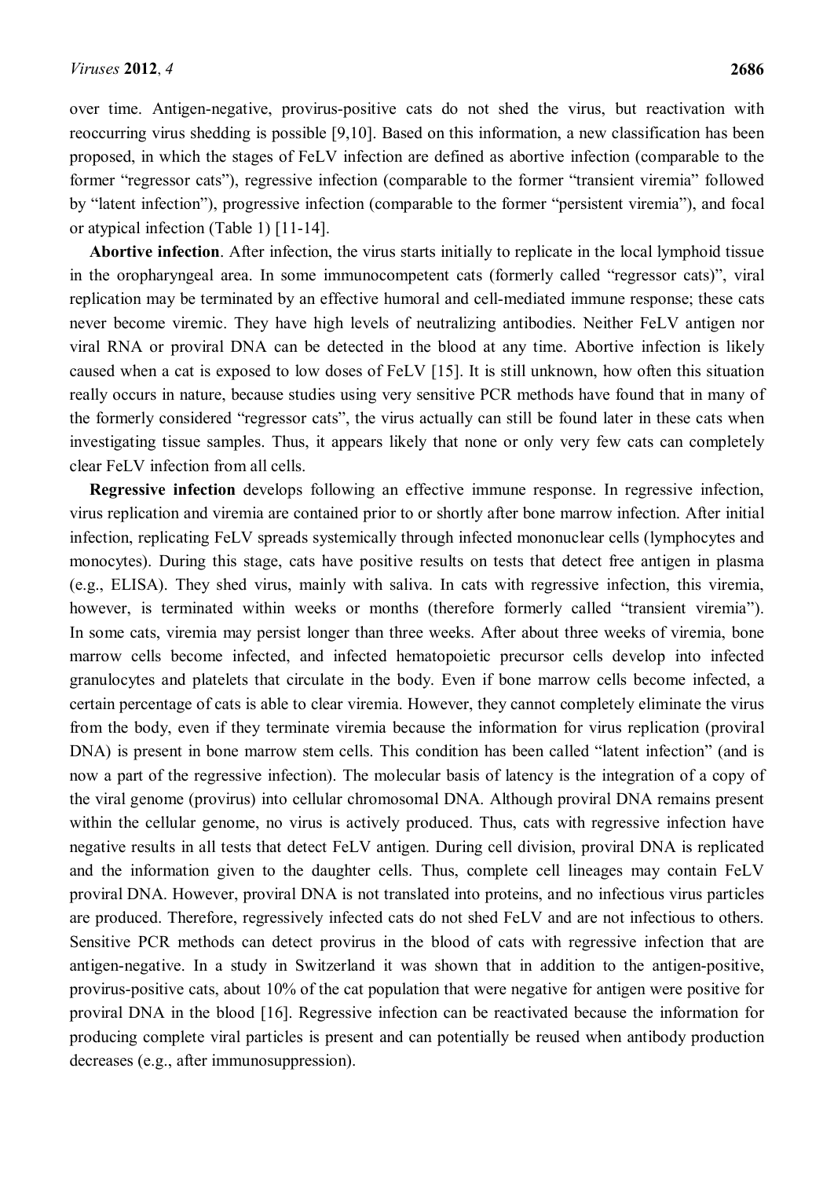over time. Antigen-negative, provirus-positive cats do not shed the virus, but reactivation with reoccurring virus shedding is possible [9,10]. Based on this information, a new classification has been proposed, in which the stages of FeLV infection are defined as abortive infection (comparable to the former "regressor cats"), regressive infection (comparable to the former "transient viremia" followed by "latent infection"), progressive infection (comparable to the former "persistent viremia"), and focal or atypical infection (Table 1) [11-14].

**Abortive infection**. After infection, the virus starts initially to replicate in the local lymphoid tissue in the oropharyngeal area. In some immunocompetent cats (formerly called "regressor cats)", viral replication may be terminated by an effective humoral and cell-mediated immune response; these cats never become viremic. They have high levels of neutralizing antibodies. Neither FeLV antigen nor viral RNA or proviral DNA can be detected in the blood at any time. Abortive infection is likely caused when a cat is exposed to low doses of FeLV [15]. It is still unknown, how often this situation really occurs in nature, because studies using very sensitive PCR methods have found that in many of the formerly considered "regressor cats", the virus actually can still be found later in these cats when investigating tissue samples. Thus, it appears likely that none or only very few cats can completely clear FeLV infection from all cells.

**Regressive infection** develops following an effective immune response. In regressive infection, virus replication and viremia are contained prior to or shortly after bone marrow infection. After initial infection, replicating FeLV spreads systemically through infected mononuclear cells (lymphocytes and monocytes). During this stage, cats have positive results on tests that detect free antigen in plasma (e.g., ELISA). They shed virus, mainly with saliva. In cats with regressive infection, this viremia, however, is terminated within weeks or months (therefore formerly called "transient viremia"). In some cats, viremia may persist longer than three weeks. After about three weeks of viremia, bone marrow cells become infected, and infected hematopoietic precursor cells develop into infected granulocytes and platelets that circulate in the body. Even if bone marrow cells become infected, a certain percentage of cats is able to clear viremia. However, they cannot completely eliminate the virus from the body, even if they terminate viremia because the information for virus replication (proviral DNA) is present in bone marrow stem cells. This condition has been called "latent infection" (and is now a part of the regressive infection). The molecular basis of latency is the integration of a copy of the viral genome (provirus) into cellular chromosomal DNA. Although proviral DNA remains present within the cellular genome, no virus is actively produced. Thus, cats with regressive infection have negative results in all tests that detect FeLV antigen. During cell division, proviral DNA is replicated and the information given to the daughter cells. Thus, complete cell lineages may contain FeLV proviral DNA. However, proviral DNA is not translated into proteins, and no infectious virus particles are produced. Therefore, regressively infected cats do not shed FeLV and are not infectious to others. Sensitive PCR methods can detect provirus in the blood of cats with regressive infection that are antigen-negative. In a study in Switzerland it was shown that in addition to the antigen-positive, provirus-positive cats, about 10% of the cat population that were negative for antigen were positive for proviral DNA in the blood [16]. Regressive infection can be reactivated because the information for producing complete viral particles is present and can potentially be reused when antibody production decreases (e.g., after immunosuppression).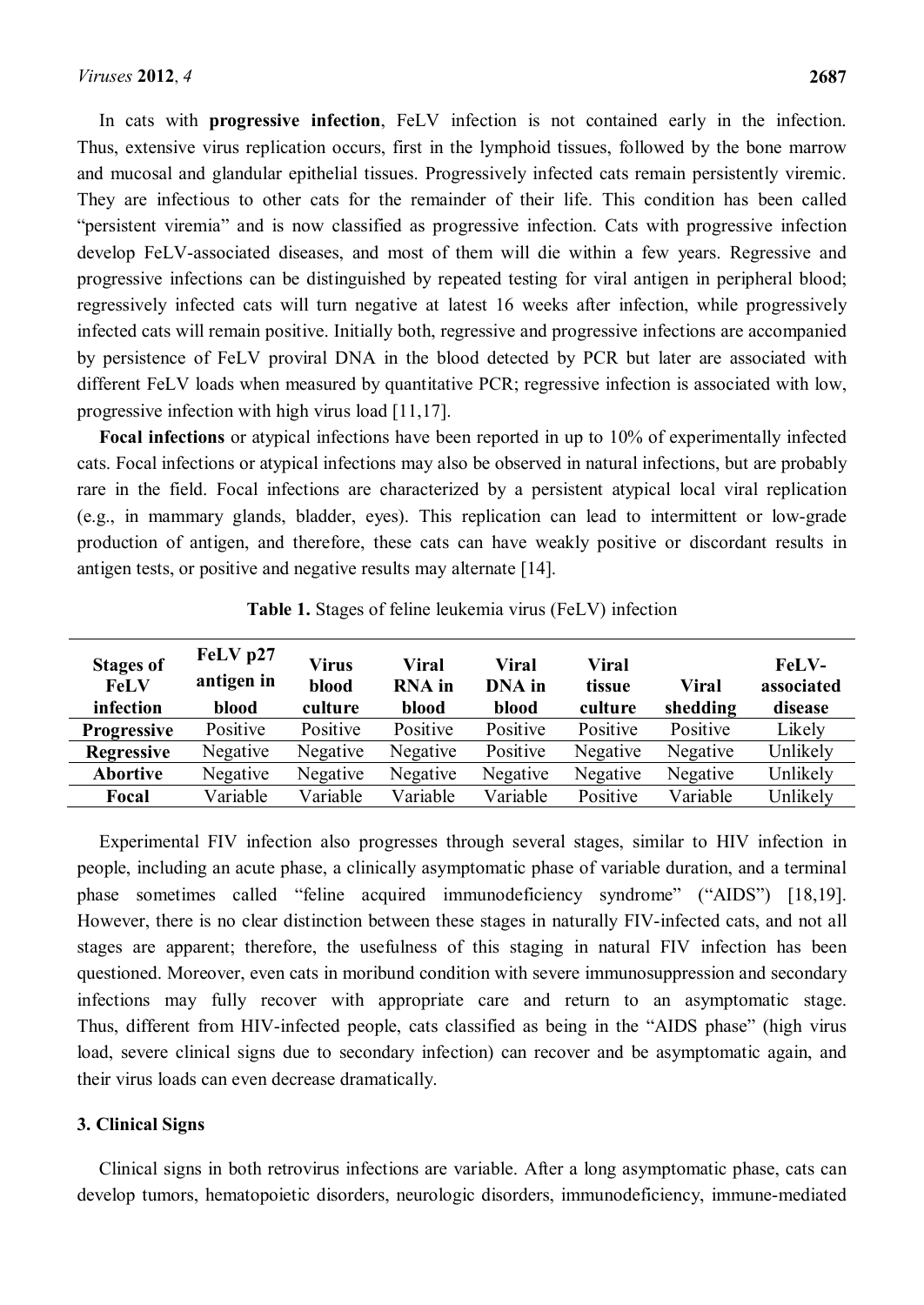In cats with **progressive infection**, FeLV infection is not contained early in the infection. Thus, extensive virus replication occurs, first in the lymphoid tissues, followed by the bone marrow and mucosal and glandular epithelial tissues. Progressively infected cats remain persistently viremic. They are infectious to other cats for the remainder of their life. This condition has been called "persistent viremia" and is now classified as progressive infection. Cats with progressive infection develop FeLV-associated diseases, and most of them will die within a few years. Regressive and progressive infections can be distinguished by repeated testing for viral antigen in peripheral blood; regressively infected cats will turn negative at latest 16 weeks after infection, while progressively infected cats will remain positive. Initially both, regressive and progressive infections are accompanied by persistence of FeLV proviral DNA in the blood detected by PCR but later are associated with different FeLV loads when measured by quantitative PCR; regressive infection is associated with low, progressive infection with high virus load [11,17].

**Focal infections** or atypical infections have been reported in up to 10% of experimentally infected cats. Focal infections or atypical infections may also be observed in natural infections, but are probably rare in the field. Focal infections are characterized by a persistent atypical local viral replication (e.g., in mammary glands, bladder, eyes). This replication can lead to intermittent or low-grade production of antigen, and therefore, these cats can have weakly positive or discordant results in antigen tests, or positive and negative results may alternate [14].

**Table 1.** Stages of feline leukemia virus (FeLV) infection

| Stages of FeLV infection | FeLV p27 antigen in blood | Virus blood culture | Viral RNA in blood | Viral DNA in blood | Viral tissue culture | Viral shedding | FeLV-associated disease |
|---|---|---|---|---|---|---|---|
| **Progressive** | Positive | Positive | Positive | Positive | Positive | Positive | Likely |
| **Regressive** | Negative | Negative | Negative | Positive | Negative | Negative | Unlikely |
| **Abortive** | Negative | Negative | Negative | Negative | Negative | Negative | Unlikely |
| **Focal** | Variable | Variable | Variable | Variable | Positive | Variable | Unlikely |

Experimental FIV infection also progresses through several stages, similar to HIV infection in people, including an acute phase, a clinically asymptomatic phase of variable duration, and a terminal phase sometimes called "feline acquired immunodeficiency syndrome" ("AIDS") [18,19]. However, there is no clear distinction between these stages in naturally FIV-infected cats, and not all stages are apparent; therefore, the usefulness of this staging in natural FIV infection has been questioned. Moreover, even cats in moribund condition with severe immunosuppression and secondary infections may fully recover with appropriate care and return to an asymptomatic stage. Thus, different from HIV-infected people, cats classified as being in the "AIDS phase" (high virus load, severe clinical signs due to secondary infection) can recover and be asymptomatic again, and their virus loads can even decrease dramatically.

## 3. Clinical Signs

Clinical signs in both retrovirus infections are variable. After a long asymptomatic phase, cats can develop tumors, hematopoietic disorders, neurologic disorders, immunodeficiency, immune-mediated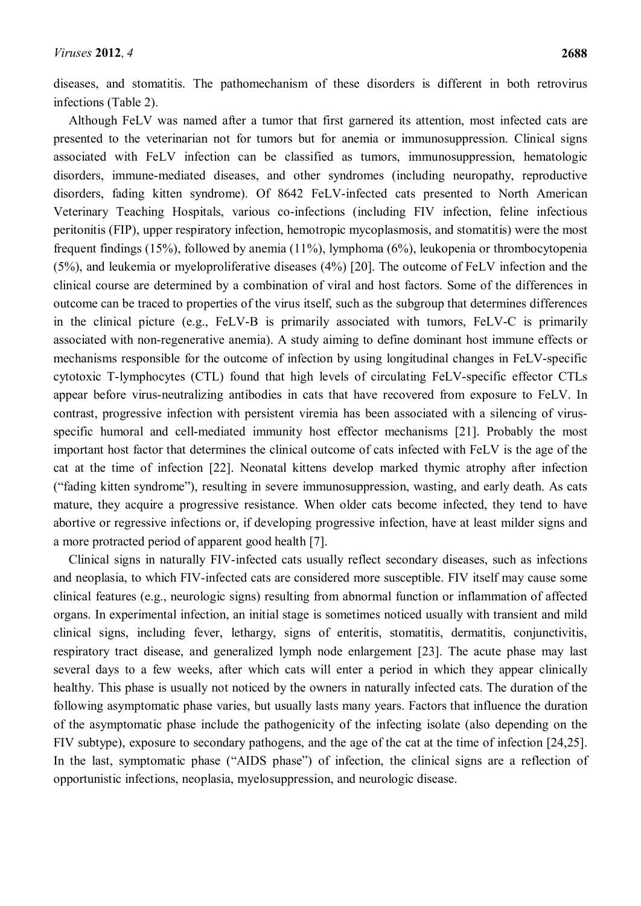diseases, and stomatitis. The pathomechanism of these disorders is different in both retrovirus infections (Table 2).

Although FeLV was named after a tumor that first garnered its attention, most infected cats are presented to the veterinarian not for tumors but for anemia or immunosuppression. Clinical signs associated with FeLV infection can be classified as tumors, immunosuppression, hematologic disorders, immune-mediated diseases, and other syndromes (including neuropathy, reproductive disorders, fading kitten syndrome). Of 8642 FeLV-infected cats presented to North American Veterinary Teaching Hospitals, various co-infections (including FIV infection, feline infectious peritonitis (FIP), upper respiratory infection, hemotropic mycoplasmosis, and stomatitis) were the most frequent findings (15%), followed by anemia (11%), lymphoma (6%), leukopenia or thrombocytopenia (5%), and leukemia or myeloproliferative diseases (4%) [20]. The outcome of FeLV infection and the clinical course are determined by a combination of viral and host factors. Some of the differences in outcome can be traced to properties of the virus itself, such as the subgroup that determines differences in the clinical picture (e.g., FeLV-B is primarily associated with tumors, FeLV-C is primarily associated with non-regenerative anemia). A study aiming to define dominant host immune effects or mechanisms responsible for the outcome of infection by using longitudinal changes in FeLV-specific cytotoxic T-lymphocytes (CTL) found that high levels of circulating FeLV-specific effector CTLs appear before virus-neutralizing antibodies in cats that have recovered from exposure to FeLV. In contrast, progressive infection with persistent viremia has been associated with a silencing of virus-specific humoral and cell-mediated immunity host effector mechanisms [21]. Probably the most important host factor that determines the clinical outcome of cats infected with FeLV is the age of the cat at the time of infection [22]. Neonatal kittens develop marked thymic atrophy after infection ("fading kitten syndrome"), resulting in severe immunosuppression, wasting, and early death. As cats mature, they acquire a progressive resistance. When older cats become infected, they tend to have abortive or regressive infections or, if developing progressive infection, have at least milder signs and a more protracted period of apparent good health [7].

Clinical signs in naturally FIV-infected cats usually reflect secondary diseases, such as infections and neoplasia, to which FIV-infected cats are considered more susceptible. FIV itself may cause some clinical features (e.g., neurologic signs) resulting from abnormal function or inflammation of affected organs. In experimental infection, an initial stage is sometimes noticed usually with transient and mild clinical signs, including fever, lethargy, signs of enteritis, stomatitis, dermatitis, conjunctivitis, respiratory tract disease, and generalized lymph node enlargement [23]. The acute phase may last several days to a few weeks, after which cats will enter a period in which they appear clinically healthy. This phase is usually not noticed by the owners in naturally infected cats. The duration of the following asymptomatic phase varies, but usually lasts many years. Factors that influence the duration of the asymptomatic phase include the pathogenicity of the infecting isolate (also depending on the FIV subtype), exposure to secondary pathogens, and the age of the cat at the time of infection [24,25]. In the last, symptomatic phase ("AIDS phase") of infection, the clinical signs are a reflection of opportunistic infections, neoplasia, myelosuppression, and neurologic disease.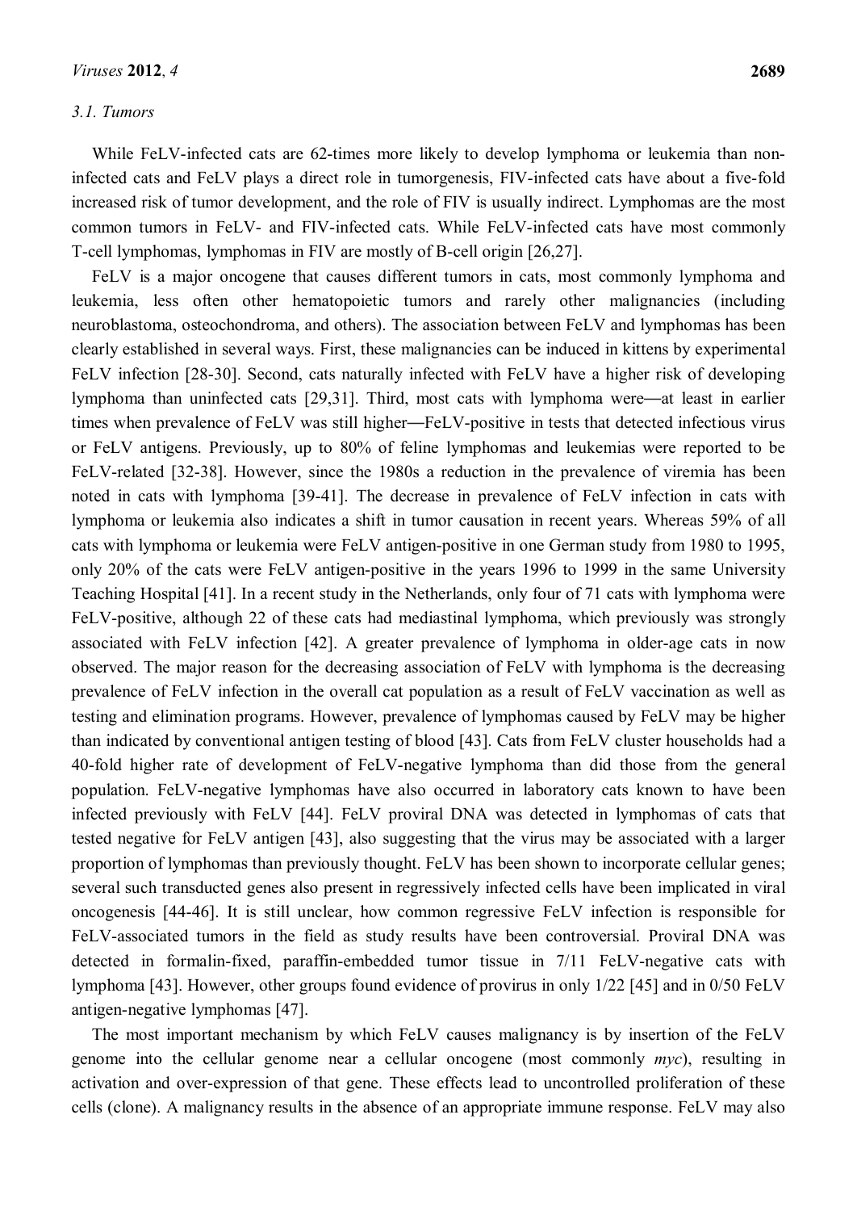### 3.1. Tumors

While FeLV-infected cats are 62-times more likely to develop lymphoma or leukemia than non-infected cats and FeLV plays a direct role in tumorgenesis, FIV-infected cats have about a five-fold increased risk of tumor development, and the role of FIV is usually indirect. Lymphomas are the most common tumors in FeLV- and FIV-infected cats. While FeLV-infected cats have most commonly T-cell lymphomas, lymphomas in FIV are mostly of B-cell origin [26,27].

FeLV is a major oncogene that causes different tumors in cats, most commonly lymphoma and leukemia, less often other hematopoietic tumors and rarely other malignancies (including neuroblastoma, osteochondroma, and others). The association between FeLV and lymphomas has been clearly established in several ways. First, these malignancies can be induced in kittens by experimental FeLV infection [28-30]. Second, cats naturally infected with FeLV have a higher risk of developing lymphoma than uninfected cats [29,31]. Third, most cats with lymphoma were—at least in earlier times when prevalence of FeLV was still higher—FeLV-positive in tests that detected infectious virus or FeLV antigens. Previously, up to 80% of feline lymphomas and leukemias were reported to be FeLV-related [32-38]. However, since the 1980s a reduction in the prevalence of viremia has been noted in cats with lymphoma [39-41]. The decrease in prevalence of FeLV infection in cats with lymphoma or leukemia also indicates a shift in tumor causation in recent years. Whereas 59% of all cats with lymphoma or leukemia were FeLV antigen-positive in one German study from 1980 to 1995, only 20% of the cats were FeLV antigen-positive in the years 1996 to 1999 in the same University Teaching Hospital [41]. In a recent study in the Netherlands, only four of 71 cats with lymphoma were FeLV-positive, although 22 of these cats had mediastinal lymphoma, which previously was strongly associated with FeLV infection [42]. A greater prevalence of lymphoma in older-age cats in now observed. The major reason for the decreasing association of FeLV with lymphoma is the decreasing prevalence of FeLV infection in the overall cat population as a result of FeLV vaccination as well as testing and elimination programs. However, prevalence of lymphomas caused by FeLV may be higher than indicated by conventional antigen testing of blood [43]. Cats from FeLV cluster households had a 40-fold higher rate of development of FeLV-negative lymphoma than did those from the general population. FeLV-negative lymphomas have also occurred in laboratory cats known to have been infected previously with FeLV [44]. FeLV proviral DNA was detected in lymphomas of cats that tested negative for FeLV antigen [43], also suggesting that the virus may be associated with a larger proportion of lymphomas than previously thought. FeLV has been shown to incorporate cellular genes; several such transducted genes also present in regressively infected cells have been implicated in viral oncogenesis [44-46]. It is still unclear, how common regressive FeLV infection is responsible for FeLV-associated tumors in the field as study results have been controversial. Proviral DNA was detected in formalin-fixed, paraffin-embedded tumor tissue in 7/11 FeLV-negative cats with lymphoma [43]. However, other groups found evidence of provirus in only 1/22 [45] and in 0/50 FeLV antigen-negative lymphomas [47].

The most important mechanism by which FeLV causes malignancy is by insertion of the FeLV genome into the cellular genome near a cellular oncogene (most commonly *myc*), resulting in activation and over-expression of that gene. These effects lead to uncontrolled proliferation of these cells (clone). A malignancy results in the absence of an appropriate immune response. FeLV may also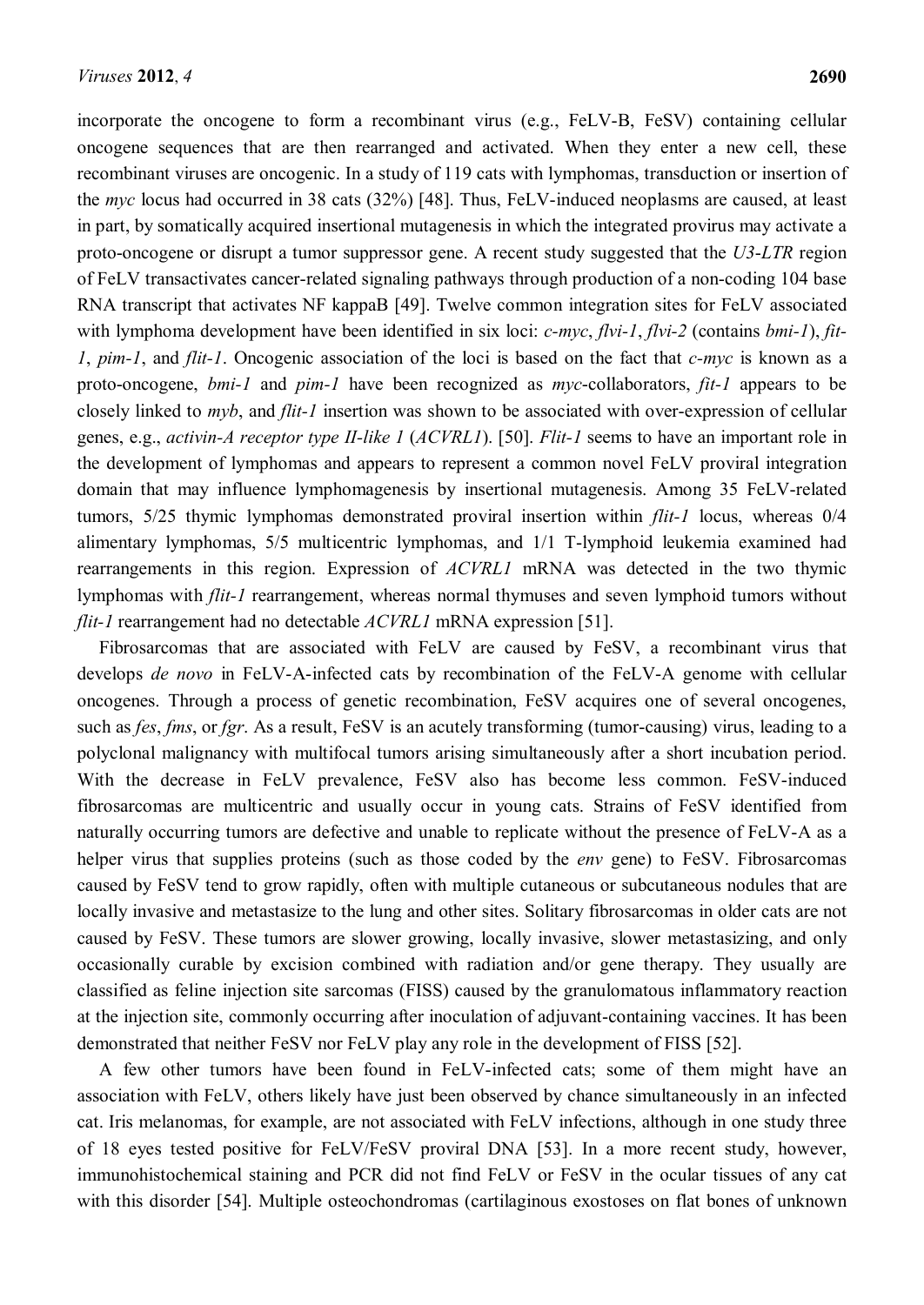incorporate the oncogene to form a recombinant virus (e.g., FeLV-B, FeSV) containing cellular oncogene sequences that are then rearranged and activated. When they enter a new cell, these recombinant viruses are oncogenic. In a study of 119 cats with lymphomas, transduction or insertion of the *myc* locus had occurred in 38 cats (32%) [48]. Thus, FeLV-induced neoplasms are caused, at least in part, by somatically acquired insertional mutagenesis in which the integrated provirus may activate a proto-oncogene or disrupt a tumor suppressor gene. A recent study suggested that the *U3-LTR* region of FeLV transactivates cancer-related signaling pathways through production of a non-coding 104 base RNA transcript that activates NF kappaB [49]. Twelve common integration sites for FeLV associated with lymphoma development have been identified in six loci: *c-myc*, *flvi-1*, *flvi-2* (contains *bmi-1*), *fit-1*, *pim-1*, and *flit-1*. Oncogenic association of the loci is based on the fact that *c-myc* is known as a proto-oncogene, *bmi-1* and *pim-1* have been recognized as *myc*-collaborators, *fit-1* appears to be closely linked to *myb*, and *flit-1* insertion was shown to be associated with over-expression of cellular genes, e.g., *activin-A receptor type II-like 1* (*ACVRL1*). [50]. *Flit-1* seems to have an important role in the development of lymphomas and appears to represent a common novel FeLV proviral integration domain that may influence lymphomagenesis by insertional mutagenesis. Among 35 FeLV-related tumors, 5/25 thymic lymphomas demonstrated proviral insertion within *flit-1* locus, whereas 0/4 alimentary lymphomas, 5/5 multicentric lymphomas, and 1/1 T-lymphoid leukemia examined had rearrangements in this region. Expression of *ACVRL1* mRNA was detected in the two thymic lymphomas with *flit-1* rearrangement, whereas normal thymuses and seven lymphoid tumors without *flit-1* rearrangement had no detectable *ACVRL1* mRNA expression [51].

Fibrosarcomas that are associated with FeLV are caused by FeSV, a recombinant virus that develops *de novo* in FeLV-A-infected cats by recombination of the FeLV-A genome with cellular oncogenes. Through a process of genetic recombination, FeSV acquires one of several oncogenes, such as *fes*, *fms*, or *fgr*. As a result, FeSV is an acutely transforming (tumor-causing) virus, leading to a polyclonal malignancy with multifocal tumors arising simultaneously after a short incubation period. With the decrease in FeLV prevalence, FeSV also has become less common. FeSV-induced fibrosarcomas are multicentric and usually occur in young cats. Strains of FeSV identified from naturally occurring tumors are defective and unable to replicate without the presence of FeLV-A as a helper virus that supplies proteins (such as those coded by the *env* gene) to FeSV. Fibrosarcomas caused by FeSV tend to grow rapidly, often with multiple cutaneous or subcutaneous nodules that are locally invasive and metastasize to the lung and other sites. Solitary fibrosarcomas in older cats are not caused by FeSV. These tumors are slower growing, locally invasive, slower metastasizing, and only occasionally curable by excision combined with radiation and/or gene therapy. They usually are classified as feline injection site sarcomas (FISS) caused by the granulomatous inflammatory reaction at the injection site, commonly occurring after inoculation of adjuvant-containing vaccines. It has been demonstrated that neither FeSV nor FeLV play any role in the development of FISS [52].

A few other tumors have been found in FeLV-infected cats; some of them might have an association with FeLV, others likely have just been observed by chance simultaneously in an infected cat. Iris melanomas, for example, are not associated with FeLV infections, although in one study three of 18 eyes tested positive for FeLV/FeSV proviral DNA [53]. In a more recent study, however, immunohistochemical staining and PCR did not find FeLV or FeSV in the ocular tissues of any cat with this disorder [54]. Multiple osteochondromas (cartilaginous exostoses on flat bones of unknown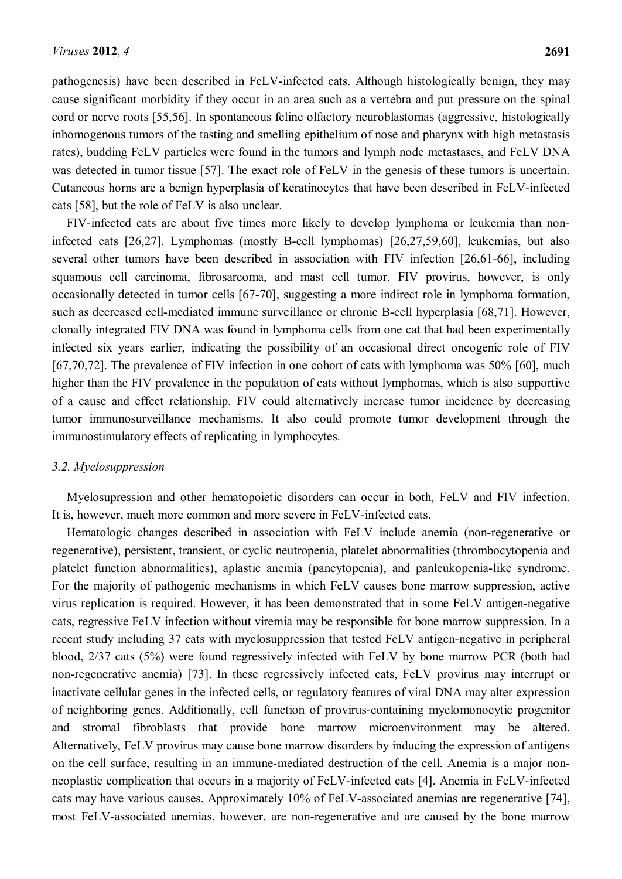pathogenesis) have been described in FeLV-infected cats. Although histologically benign, they may cause significant morbidity if they occur in an area such as a vertebra and put pressure on the spinal cord or nerve roots [55,56]. In spontaneous feline olfactory neuroblastomas (aggressive, histologically inhomogenous tumors of the tasting and smelling epithelium of nose and pharynx with high metastasis rates), budding FeLV particles were found in the tumors and lymph node metastases, and FeLV DNA was detected in tumor tissue [57]. The exact role of FeLV in the genesis of these tumors is uncertain. Cutaneous horns are a benign hyperplasia of keratinocytes that have been described in FeLV-infected cats [58], but the role of FeLV is also unclear.

FIV-infected cats are about five times more likely to develop lymphoma or leukemia than non-infected cats [26,27]. Lymphomas (mostly B-cell lymphomas) [26,27,59,60], leukemias, but also several other tumors have been described in association with FIV infection [26,61-66], including squamous cell carcinoma, fibrosarcoma, and mast cell tumor. FIV provirus, however, is only occasionally detected in tumor cells [67-70], suggesting a more indirect role in lymphoma formation, such as decreased cell-mediated immune surveillance or chronic B-cell hyperplasia [68,71]. However, clonally integrated FIV DNA was found in lymphoma cells from one cat that had been experimentally infected six years earlier, indicating the possibility of an occasional direct oncogenic role of FIV [67,70,72]. The prevalence of FIV infection in one cohort of cats with lymphoma was 50% [60], much higher than the FIV prevalence in the population of cats without lymphomas, which is also supportive of a cause and effect relationship. FIV could alternatively increase tumor incidence by decreasing tumor immunosurveillance mechanisms. It also could promote tumor development through the immunostimulatory effects of replicating in lymphocytes.

### *3.2. Myelosuppression*

Myelosupression and other hematopoietic disorders can occur in both, FeLV and FIV infection. It is, however, much more common and more severe in FeLV-infected cats.

Hematologic changes described in association with FeLV include anemia (non-regenerative or regenerative), persistent, transient, or cyclic neutropenia, platelet abnormalities (thrombocytopenia and platelet function abnormalities), aplastic anemia (pancytopenia), and panleukopenia-like syndrome. For the majority of pathogenic mechanisms in which FeLV causes bone marrow suppression, active virus replication is required. However, it has been demonstrated that in some FeLV antigen-negative cats, regressive FeLV infection without viremia may be responsible for bone marrow suppression. In a recent study including 37 cats with myelosuppression that tested FeLV antigen-negative in peripheral blood, 2/37 cats (5%) were found regressively infected with FeLV by bone marrow PCR (both had non-regenerative anemia) [73]. In these regressively infected cats, FeLV provirus may interrupt or inactivate cellular genes in the infected cells, or regulatory features of viral DNA may alter expression of neighboring genes. Additionally, cell function of provirus-containing myelomonocytic progenitor and stromal fibroblasts that provide bone marrow microenvironment may be altered. Alternatively, FeLV provirus may cause bone marrow disorders by inducing the expression of antigens on the cell surface, resulting in an immune-mediated destruction of the cell. Anemia is a major non-neoplastic complication that occurs in a majority of FeLV-infected cats [4]. Anemia in FeLV-infected cats may have various causes. Approximately 10% of FeLV-associated anemias are regenerative [74], most FeLV-associated anemias, however, are non-regenerative and are caused by the bone marrow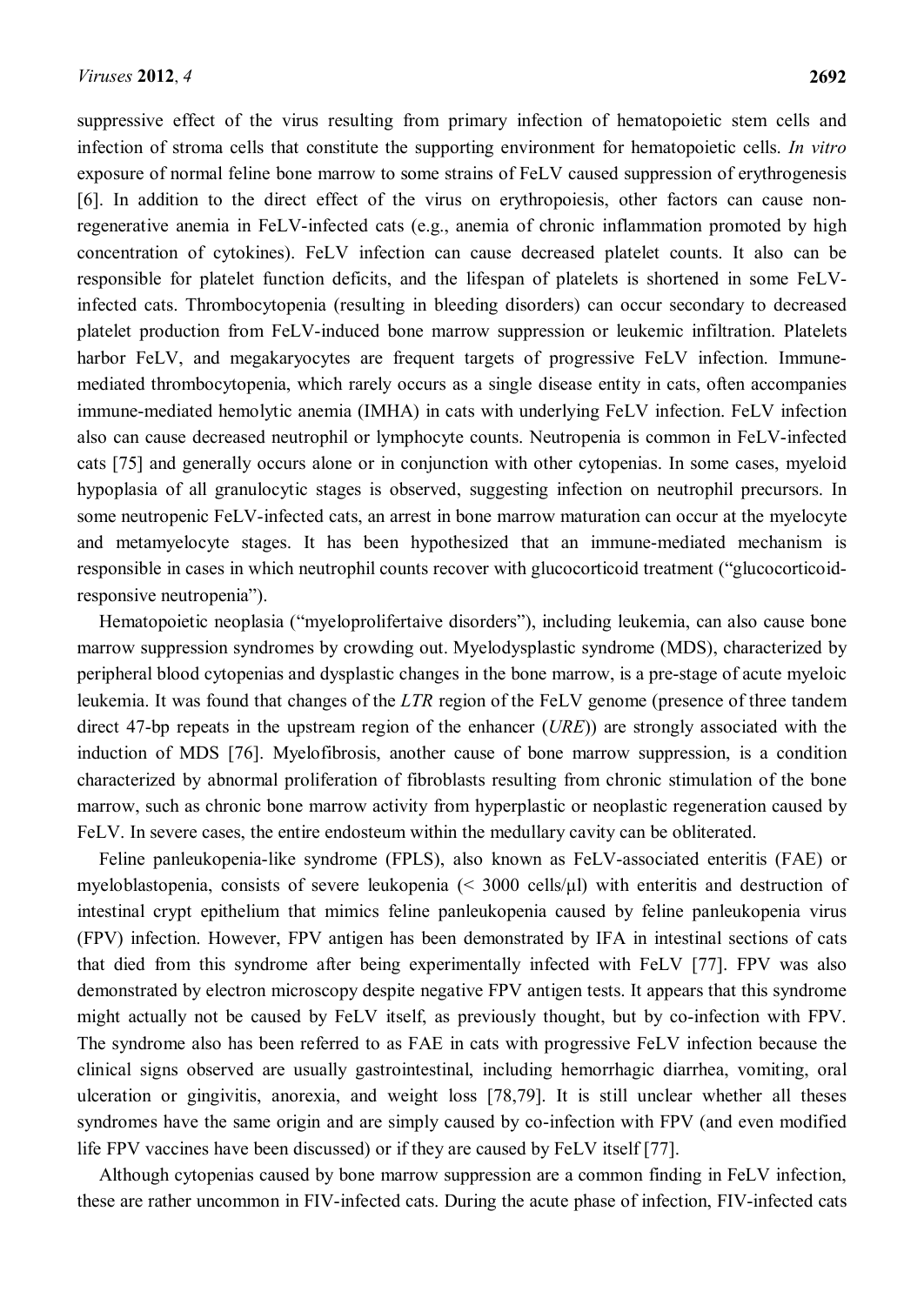suppressive effect of the virus resulting from primary infection of hematopoietic stem cells and infection of stroma cells that constitute the supporting environment for hematopoietic cells. *In vitro* exposure of normal feline bone marrow to some strains of FeLV caused suppression of erythrogenesis [6]. In addition to the direct effect of the virus on erythropoiesis, other factors can cause non-regenerative anemia in FeLV-infected cats (e.g., anemia of chronic inflammation promoted by high concentration of cytokines). FeLV infection can cause decreased platelet counts. It also can be responsible for platelet function deficits, and the lifespan of platelets is shortened in some FeLV-infected cats. Thrombocytopenia (resulting in bleeding disorders) can occur secondary to decreased platelet production from FeLV-induced bone marrow suppression or leukemic infiltration. Platelets harbor FeLV, and megakaryocytes are frequent targets of progressive FeLV infection. Immune-mediated thrombocytopenia, which rarely occurs as a single disease entity in cats, often accompanies immune-mediated hemolytic anemia (IMHA) in cats with underlying FeLV infection. FeLV infection also can cause decreased neutrophil or lymphocyte counts. Neutropenia is common in FeLV-infected cats [75] and generally occurs alone or in conjunction with other cytopenias. In some cases, myeloid hypoplasia of all granulocytic stages is observed, suggesting infection on neutrophil precursors. In some neutropenic FeLV-infected cats, an arrest in bone marrow maturation can occur at the myelocyte and metamyelocyte stages. It has been hypothesized that an immune-mediated mechanism is responsible in cases in which neutrophil counts recover with glucocorticoid treatment ("glucocorticoid-responsive neutropenia").

Hematopoietic neoplasia ("myeloprolifertaive disorders"), including leukemia, can also cause bone marrow suppression syndromes by crowding out. Myelodysplastic syndrome (MDS), characterized by peripheral blood cytopenias and dysplastic changes in the bone marrow, is a pre-stage of acute myeloic leukemia. It was found that changes of the *LTR* region of the FeLV genome (presence of three tandem direct 47-bp repeats in the upstream region of the enhancer (*URE*)) are strongly associated with the induction of MDS [76]. Myelofibrosis, another cause of bone marrow suppression, is a condition characterized by abnormal proliferation of fibroblasts resulting from chronic stimulation of the bone marrow, such as chronic bone marrow activity from hyperplastic or neoplastic regeneration caused by FeLV. In severe cases, the entire endosteum within the medullary cavity can be obliterated.

Feline panleukopenia-like syndrome (FPLS), also known as FeLV-associated enteritis (FAE) or myeloblastopenia, consists of severe leukopenia (< 3000 cells/μl) with enteritis and destruction of intestinal crypt epithelium that mimics feline panleukopenia caused by feline panleukopenia virus (FPV) infection. However, FPV antigen has been demonstrated by IFA in intestinal sections of cats that died from this syndrome after being experimentally infected with FeLV [77]. FPV was also demonstrated by electron microscopy despite negative FPV antigen tests. It appears that this syndrome might actually not be caused by FeLV itself, as previously thought, but by co-infection with FPV. The syndrome also has been referred to as FAE in cats with progressive FeLV infection because the clinical signs observed are usually gastrointestinal, including hemorrhagic diarrhea, vomiting, oral ulceration or gingivitis, anorexia, and weight loss [78,79]. It is still unclear whether all theses syndromes have the same origin and are simply caused by co-infection with FPV (and even modified life FPV vaccines have been discussed) or if they are caused by FeLV itself [77].

Although cytopenias caused by bone marrow suppression are a common finding in FeLV infection, these are rather uncommon in FIV-infected cats. During the acute phase of infection, FIV-infected cats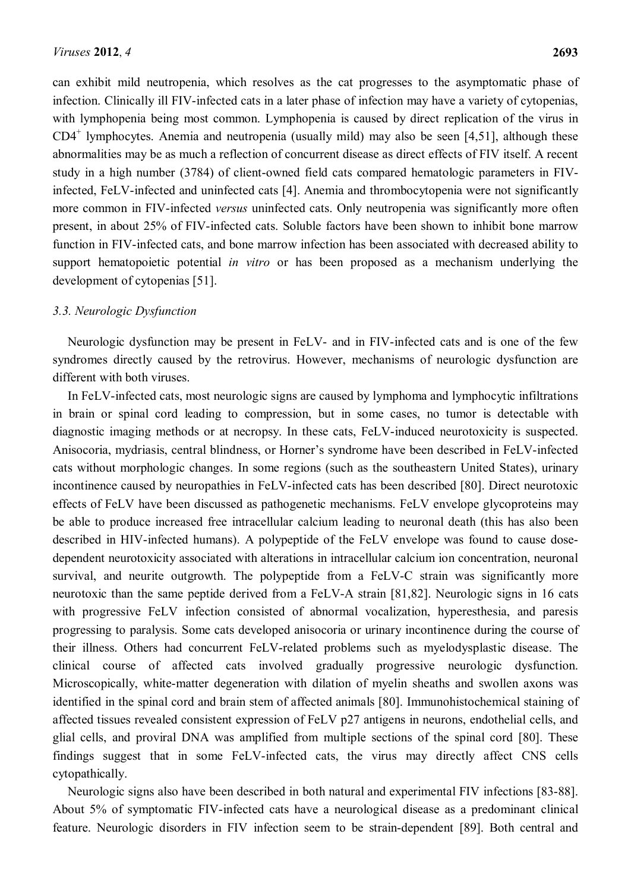can exhibit mild neutropenia, which resolves as the cat progresses to the asymptomatic phase of infection. Clinically ill FIV-infected cats in a later phase of infection may have a variety of cytopenias, with lymphopenia being most common. Lymphopenia is caused by direct replication of the virus in $CD4^+$ lymphocytes. Anemia and neutropenia (usually mild) may also be seen [4,51], although these abnormalities may be as much a reflection of concurrent disease as direct effects of FIV itself. A recent study in a high number (3784) of client-owned field cats compared hematologic parameters in FIV-infected, FeLV-infected and uninfected cats [4]. Anemia and thrombocytopenia were not significantly more common in FIV-infected *versus* uninfected cats. Only neutropenia was significantly more often present, in about 25% of FIV-infected cats. Soluble factors have been shown to inhibit bone marrow function in FIV-infected cats, and bone marrow infection has been associated with decreased ability to support hematopoietic potential *in vitro* or has been proposed as a mechanism underlying the development of cytopenias [51].

### *3.3. Neurologic Dysfunction*

Neurologic dysfunction may be present in FeLV- and in FIV-infected cats and is one of the few syndromes directly caused by the retrovirus. However, mechanisms of neurologic dysfunction are different with both viruses.

In FeLV-infected cats, most neurologic signs are caused by lymphoma and lymphocytic infiltrations in brain or spinal cord leading to compression, but in some cases, no tumor is detectable with diagnostic imaging methods or at necropsy. In these cats, FeLV-induced neurotoxicity is suspected. Anisocoria, mydriasis, central blindness, or Horner's syndrome have been described in FeLV-infected cats without morphologic changes. In some regions (such as the southeastern United States), urinary incontinence caused by neuropathies in FeLV-infected cats has been described [80]. Direct neurotoxic effects of FeLV have been discussed as pathogenetic mechanisms. FeLV envelope glycoproteins may be able to produce increased free intracellular calcium leading to neuronal death (this has also been described in HIV-infected humans). A polypeptide of the FeLV envelope was found to cause dose-dependent neurotoxicity associated with alterations in intracellular calcium ion concentration, neuronal survival, and neurite outgrowth. The polypeptide from a FeLV-C strain was significantly more neurotoxic than the same peptide derived from a FeLV-A strain [81,82]. Neurologic signs in 16 cats with progressive FeLV infection consisted of abnormal vocalization, hyperesthesia, and paresis progressing to paralysis. Some cats developed anisocoria or urinary incontinence during the course of their illness. Others had concurrent FeLV-related problems such as myelodysplastic disease. The clinical course of affected cats involved gradually progressive neurologic dysfunction. Microscopically, white-matter degeneration with dilation of myelin sheaths and swollen axons was identified in the spinal cord and brain stem of affected animals [80]. Immunohistochemical staining of affected tissues revealed consistent expression of FeLV p27 antigens in neurons, endothelial cells, and glial cells, and proviral DNA was amplified from multiple sections of the spinal cord [80]. These findings suggest that in some FeLV-infected cats, the virus may directly affect CNS cells cytopathically.

Neurologic signs also have been described in both natural and experimental FIV infections [83-88]. About 5% of symptomatic FIV-infected cats have a neurological disease as a predominant clinical feature. Neurologic disorders in FIV infection seem to be strain-dependent [89]. Both central and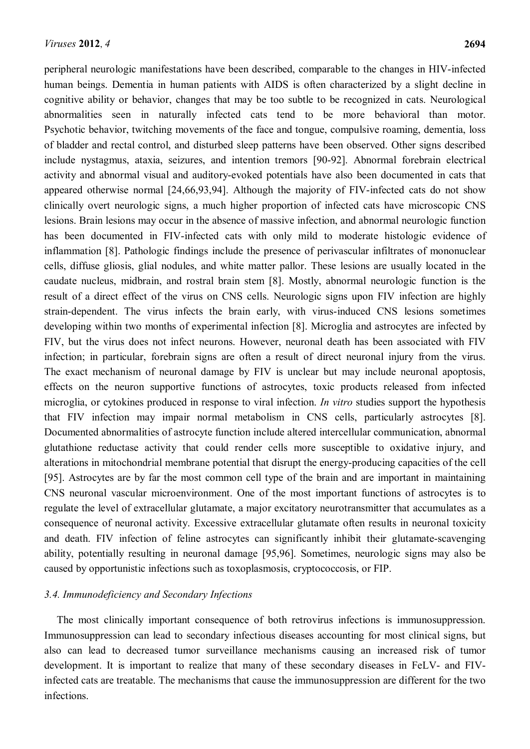peripheral neurologic manifestations have been described, comparable to the changes in HIV-infected human beings. Dementia in human patients with AIDS is often characterized by a slight decline in cognitive ability or behavior, changes that may be too subtle to be recognized in cats. Neurological abnormalities seen in naturally infected cats tend to be more behavioral than motor. Psychotic behavior, twitching movements of the face and tongue, compulsive roaming, dementia, loss of bladder and rectal control, and disturbed sleep patterns have been observed. Other signs described include nystagmus, ataxia, seizures, and intention tremors [90-92]. Abnormal forebrain electrical activity and abnormal visual and auditory-evoked potentials have also been documented in cats that appeared otherwise normal [24,66,93,94]. Although the majority of FIV-infected cats do not show clinically overt neurologic signs, a much higher proportion of infected cats have microscopic CNS lesions. Brain lesions may occur in the absence of massive infection, and abnormal neurologic function has been documented in FIV-infected cats with only mild to moderate histologic evidence of inflammation [8]. Pathologic findings include the presence of perivascular infiltrates of mononuclear cells, diffuse gliosis, glial nodules, and white matter pallor. These lesions are usually located in the caudate nucleus, midbrain, and rostral brain stem [8]. Mostly, abnormal neurologic function is the result of a direct effect of the virus on CNS cells. Neurologic signs upon FIV infection are highly strain-dependent. The virus infects the brain early, with virus-induced CNS lesions sometimes developing within two months of experimental infection [8]. Microglia and astrocytes are infected by FIV, but the virus does not infect neurons. However, neuronal death has been associated with FIV infection; in particular, forebrain signs are often a result of direct neuronal injury from the virus. The exact mechanism of neuronal damage by FIV is unclear but may include neuronal apoptosis, effects on the neuron supportive functions of astrocytes, toxic products released from infected microglia, or cytokines produced in response to viral infection. *In vitro* studies support the hypothesis that FIV infection may impair normal metabolism in CNS cells, particularly astrocytes [8]. Documented abnormalities of astrocyte function include altered intercellular communication, abnormal glutathione reductase activity that could render cells more susceptible to oxidative injury, and alterations in mitochondrial membrane potential that disrupt the energy-producing capacities of the cell [95]. Astrocytes are by far the most common cell type of the brain and are important in maintaining CNS neuronal vascular microenvironment. One of the most important functions of astrocytes is to regulate the level of extracellular glutamate, a major excitatory neurotransmitter that accumulates as a consequence of neuronal activity. Excessive extracellular glutamate often results in neuronal toxicity and death. FIV infection of feline astrocytes can significantly inhibit their glutamate-scavenging ability, potentially resulting in neuronal damage [95,96]. Sometimes, neurologic signs may also be caused by opportunistic infections such as toxoplasmosis, cryptococcosis, or FIP.

### *3.4. Immunodeficiency and Secondary Infections*

The most clinically important consequence of both retrovirus infections is immunosuppression. Immunosuppression can lead to secondary infectious diseases accounting for most clinical signs, but also can lead to decreased tumor surveillance mechanisms causing an increased risk of tumor development. It is important to realize that many of these secondary diseases in FeLV- and FIV-infected cats are treatable. The mechanisms that cause the immunosuppression are different for the two infections.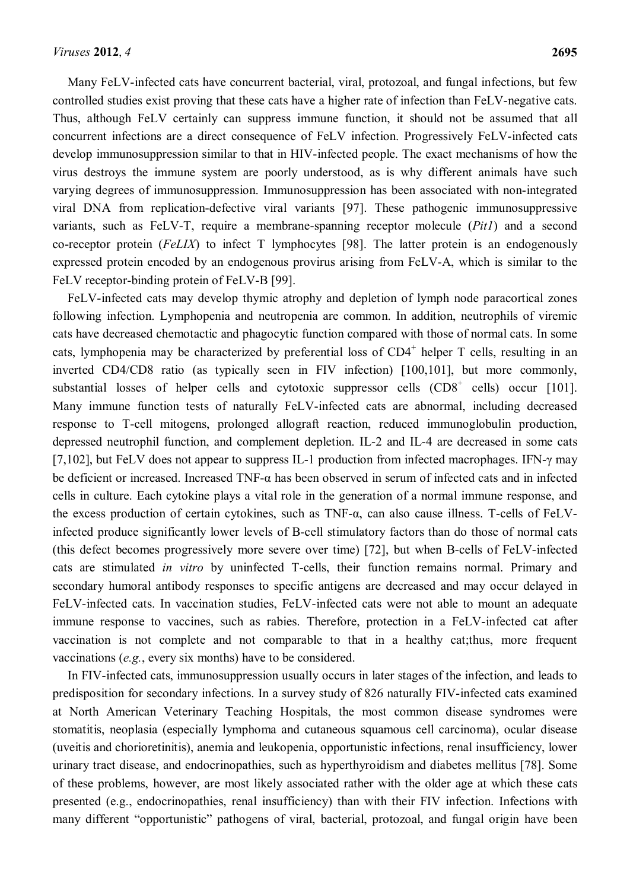Many FeLV-infected cats have concurrent bacterial, viral, protozoal, and fungal infections, but few controlled studies exist proving that these cats have a higher rate of infection than FeLV-negative cats. Thus, although FeLV certainly can suppress immune function, it should not be assumed that all concurrent infections are a direct consequence of FeLV infection. Progressively FeLV-infected cats develop immunosuppression similar to that in HIV-infected people. The exact mechanisms of how the virus destroys the immune system are poorly understood, as is why different animals have such varying degrees of immunosuppression. Immunosuppression has been associated with non-integrated viral DNA from replication-defective viral variants [97]. These pathogenic immunosuppressive variants, such as FeLV-T, require a membrane-spanning receptor molecule (*Pit1*) and a second co-receptor protein (*FeLIX*) to infect T lymphocytes [98]. The latter protein is an endogenously expressed protein encoded by an endogenous provirus arising from FeLV-A, which is similar to the FeLV receptor-binding protein of FeLV-B [99].

FeLV-infected cats may develop thymic atrophy and depletion of lymph node paracortical zones following infection. Lymphopenia and neutropenia are common. In addition, neutrophils of viremic cats have decreased chemotactic and phagocytic function compared with those of normal cats. In some cats, lymphopenia may be characterized by preferential loss of $CD4^+$ helper T cells, resulting in an inverted CD4/CD8 ratio (as typically seen in FIV infection) [100,101], but more commonly, substantial losses of helper cells and cytotoxic suppressor cells ($CD8^+$ cells) occur [101]. Many immune function tests of naturally FeLV-infected cats are abnormal, including decreased response to T-cell mitogens, prolonged allograft reaction, reduced immunoglobulin production, depressed neutrophil function, and complement depletion. IL-2 and IL-4 are decreased in some cats [7,102], but FeLV does not appear to suppress IL-1 production from infected macrophages. IFN-γ may be deficient or increased. Increased TNF-α has been observed in serum of infected cats and in infected cells in culture. Each cytokine plays a vital role in the generation of a normal immune response, and the excess production of certain cytokines, such as TNF-α, can also cause illness. T-cells of FeLV-infected produce significantly lower levels of B-cell stimulatory factors than do those of normal cats (this defect becomes progressively more severe over time) [72], but when B-cells of FeLV-infected cats are stimulated *in vitro* by uninfected T-cells, their function remains normal. Primary and secondary humoral antibody responses to specific antigens are decreased and may occur delayed in FeLV-infected cats. In vaccination studies, FeLV-infected cats were not able to mount an adequate immune response to vaccines, such as rabies. Therefore, protection in a FeLV-infected cat after vaccination is not complete and not comparable to that in a healthy cat;thus, more frequent vaccinations (*e.g.*, every six months) have to be considered.

In FIV-infected cats, immunosuppression usually occurs in later stages of the infection, and leads to predisposition for secondary infections. In a survey study of 826 naturally FIV-infected cats examined at North American Veterinary Teaching Hospitals, the most common disease syndromes were stomatitis, neoplasia (especially lymphoma and cutaneous squamous cell carcinoma), ocular disease (uveitis and chorioretinitis), anemia and leukopenia, opportunistic infections, renal insufficiency, lower urinary tract disease, and endocrinopathies, such as hyperthyroidism and diabetes mellitus [78]. Some of these problems, however, are most likely associated rather with the older age at which these cats presented (e.g., endocrinopathies, renal insufficiency) than with their FIV infection. Infections with many different "opportunistic" pathogens of viral, bacterial, protozoal, and fungal origin have been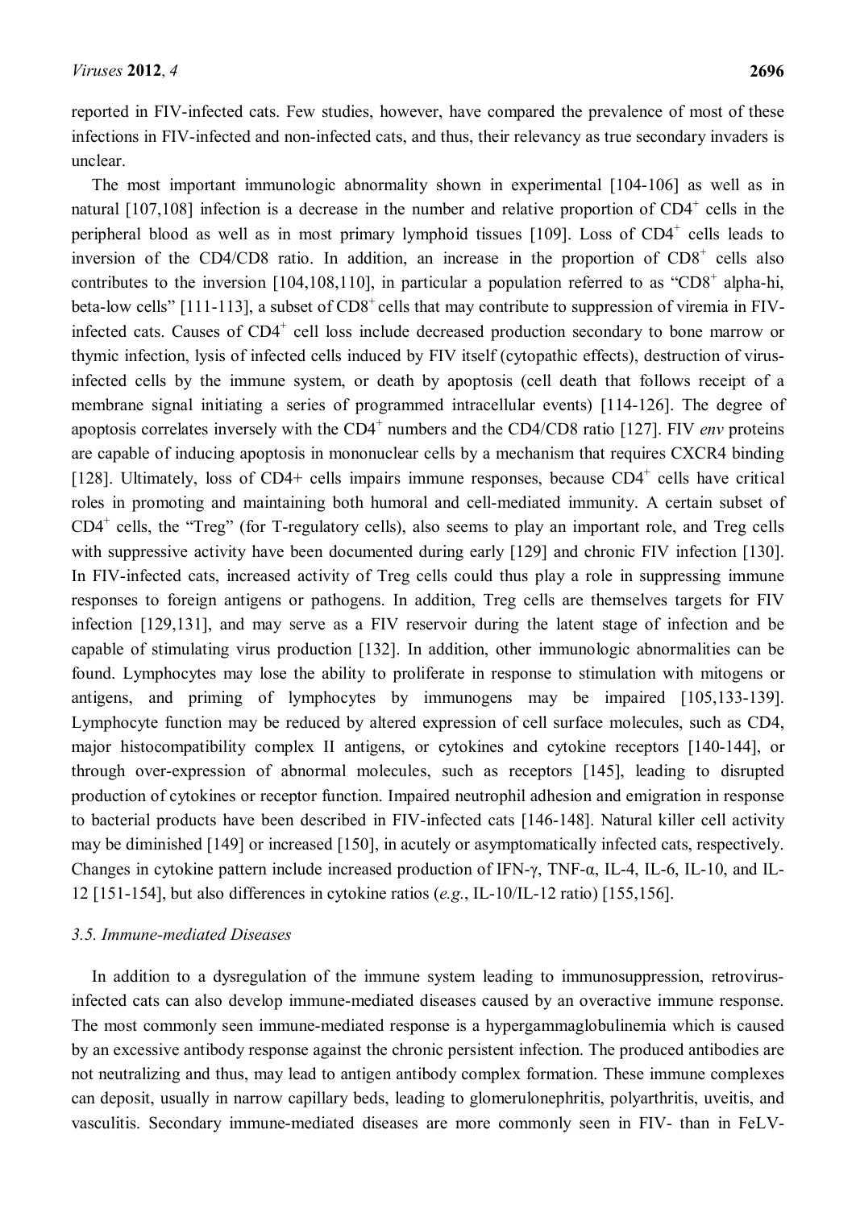reported in FIV-infected cats. Few studies, however, have compared the prevalence of most of these infections in FIV-infected and non-infected cats, and thus, their relevancy as true secondary invaders is unclear.

The most important immunologic abnormality shown in experimental [104-106] as well as in natural [107,108] infection is a decrease in the number and relative proportion of $CD4^+$ cells in the peripheral blood as well as in most primary lymphoid tissues [109]. Loss of $CD4^+$ cells leads to inversion of the CD4/CD8 ratio. In addition, an increase in the proportion of $CD8^+$ cells also contributes to the inversion [104,108,110], in particular a population referred to as "$CD8^+$ alpha-hi, beta-low cells" [111-113], a subset of $CD8^+$ cells that may contribute to suppression of viremia in FIV-infected cats. Causes of $CD4^+$ cell loss include decreased production secondary to bone marrow or thymic infection, lysis of infected cells induced by FIV itself (cytopathic effects), destruction of virus-infected cells by the immune system, or death by apoptosis (cell death that follows receipt of a membrane signal initiating a series of programmed intracellular events) [114-126]. The degree of apoptosis correlates inversely with the $CD4^+$ numbers and the CD4/CD8 ratio [127]. FIV *env* proteins are capable of inducing apoptosis in mononuclear cells by a mechanism that requires CXCR4 binding [128]. Ultimately, loss of CD4+ cells impairs immune responses, because $CD4^+$ cells have critical roles in promoting and maintaining both humoral and cell-mediated immunity. A certain subset of $CD4^+$ cells, the "Treg" (for T-regulatory cells), also seems to play an important role, and Treg cells with suppressive activity have been documented during early [129] and chronic FIV infection [130]. In FIV-infected cats, increased activity of Treg cells could thus play a role in suppressing immune responses to foreign antigens or pathogens. In addition, Treg cells are themselves targets for FIV infection [129,131], and may serve as a FIV reservoir during the latent stage of infection and be capable of stimulating virus production [132]. In addition, other immunologic abnormalities can be found. Lymphocytes may lose the ability to proliferate in response to stimulation with mitogens or antigens, and priming of lymphocytes by immunogens may be impaired [105,133-139]. Lymphocyte function may be reduced by altered expression of cell surface molecules, such as CD4, major histocompatibility complex II antigens, or cytokines and cytokine receptors [140-144], or through over-expression of abnormal molecules, such as receptors [145], leading to disrupted production of cytokines or receptor function. Impaired neutrophil adhesion and emigration in response to bacterial products have been described in FIV-infected cats [146-148]. Natural killer cell activity may be diminished [149] or increased [150], in acutely or asymptomatically infected cats, respectively. Changes in cytokine pattern include increased production of IFN-γ, TNF-α, IL-4, IL-6, IL-10, and IL-12 [151-154], but also differences in cytokine ratios (*e.g.*, IL-10/IL-12 ratio) [155,156].

### *3.5. Immune-mediated Diseases*

In addition to a dysregulation of the immune system leading to immunosuppression, retrovirus-infected cats can also develop immune-mediated diseases caused by an overactive immune response. The most commonly seen immune-mediated response is a hypergammaglobulinemia which is caused by an excessive antibody response against the chronic persistent infection. The produced antibodies are not neutralizing and thus, may lead to antigen antibody complex formation. These immune complexes can deposit, usually in narrow capillary beds, leading to glomerulonephritis, polyarthritis, uveitis, and vasculitis. Secondary immune-mediated diseases are more commonly seen in FIV- than in FeLV-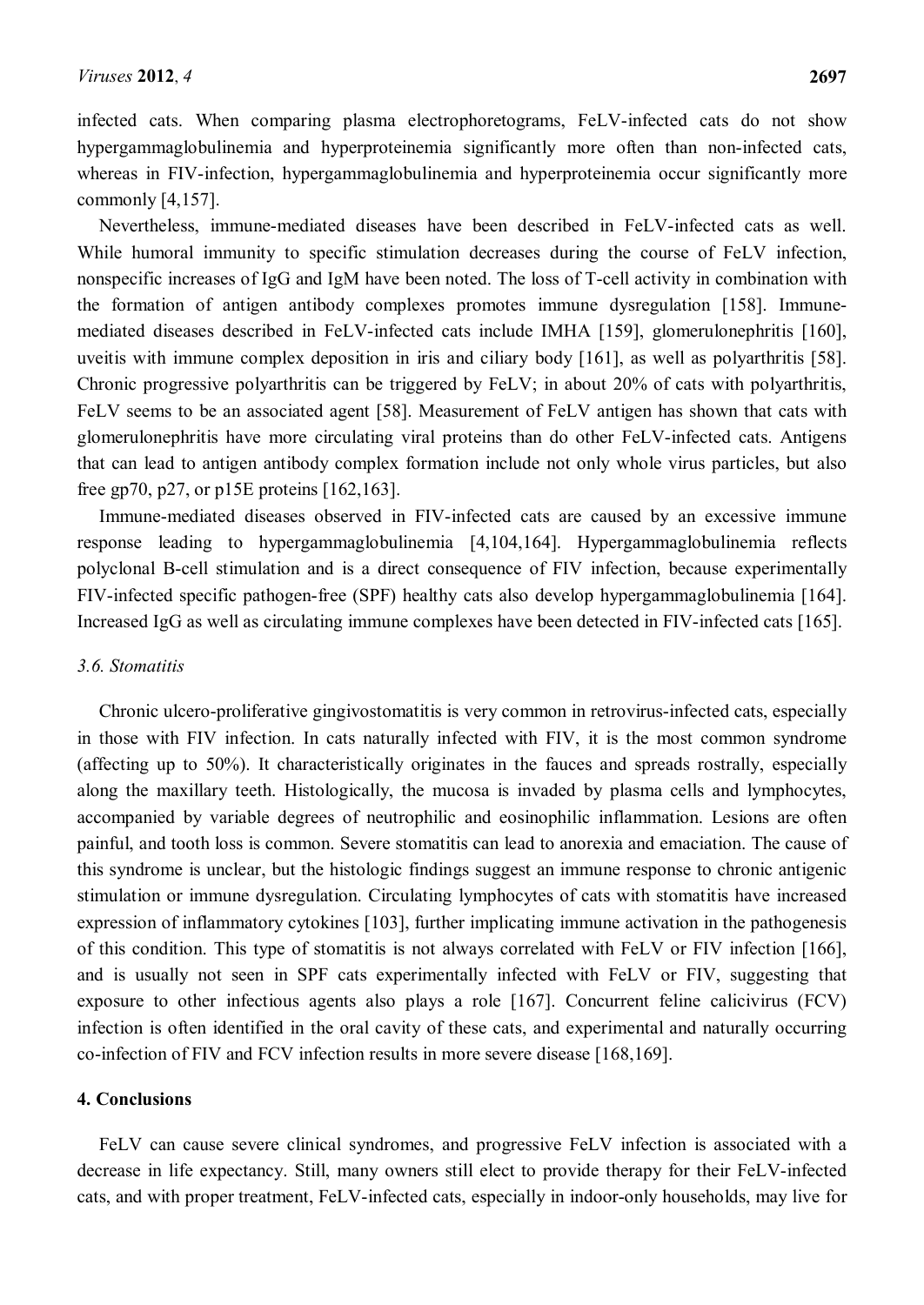infected cats. When comparing plasma electrophoretograms, FeLV-infected cats do not show hypergammaglobulinemia and hyperproteinemia significantly more often than non-infected cats, whereas in FIV-infection, hypergammaglobulinemia and hyperproteinemia occur significantly more commonly [4,157].

Nevertheless, immune-mediated diseases have been described in FeLV-infected cats as well. While humoral immunity to specific stimulation decreases during the course of FeLV infection, nonspecific increases of IgG and IgM have been noted. The loss of T-cell activity in combination with the formation of antigen antibody complexes promotes immune dysregulation [158]. Immune-mediated diseases described in FeLV-infected cats include IMHA [159], glomerulonephritis [160], uveitis with immune complex deposition in iris and ciliary body [161], as well as polyarthritis [58]. Chronic progressive polyarthritis can be triggered by FeLV; in about 20% of cats with polyarthritis, FeLV seems to be an associated agent [58]. Measurement of FeLV antigen has shown that cats with glomerulonephritis have more circulating viral proteins than do other FeLV-infected cats. Antigens that can lead to antigen antibody complex formation include not only whole virus particles, but also free gp70, p27, or p15E proteins [162,163].

Immune-mediated diseases observed in FIV-infected cats are caused by an excessive immune response leading to hypergammaglobulinemia [4,104,164]. Hypergammaglobulinemia reflects polyclonal B-cell stimulation and is a direct consequence of FIV infection, because experimentally FIV-infected specific pathogen-free (SPF) healthy cats also develop hypergammaglobulinemia [164]. Increased IgG as well as circulating immune complexes have been detected in FIV-infected cats [165].

### *3.6. Stomatitis*

Chronic ulcero-proliferative gingivostomatitis is very common in retrovirus-infected cats, especially in those with FIV infection. In cats naturally infected with FIV, it is the most common syndrome (affecting up to 50%). It characteristically originates in the fauces and spreads rostrally, especially along the maxillary teeth. Histologically, the mucosa is invaded by plasma cells and lymphocytes, accompanied by variable degrees of neutrophilic and eosinophilic inflammation. Lesions are often painful, and tooth loss is common. Severe stomatitis can lead to anorexia and emaciation. The cause of this syndrome is unclear, but the histologic findings suggest an immune response to chronic antigenic stimulation or immune dysregulation. Circulating lymphocytes of cats with stomatitis have increased expression of inflammatory cytokines [103], further implicating immune activation in the pathogenesis of this condition. This type of stomatitis is not always correlated with FeLV or FIV infection [166], and is usually not seen in SPF cats experimentally infected with FeLV or FIV, suggesting that exposure to other infectious agents also plays a role [167]. Concurrent feline calicivirus (FCV) infection is often identified in the oral cavity of these cats, and experimental and naturally occurring co-infection of FIV and FCV infection results in more severe disease [168,169].

## 4. Conclusions

FeLV can cause severe clinical syndromes, and progressive FeLV infection is associated with a decrease in life expectancy. Still, many owners still elect to provide therapy for their FeLV-infected cats, and with proper treatment, FeLV-infected cats, especially in indoor-only households, may live for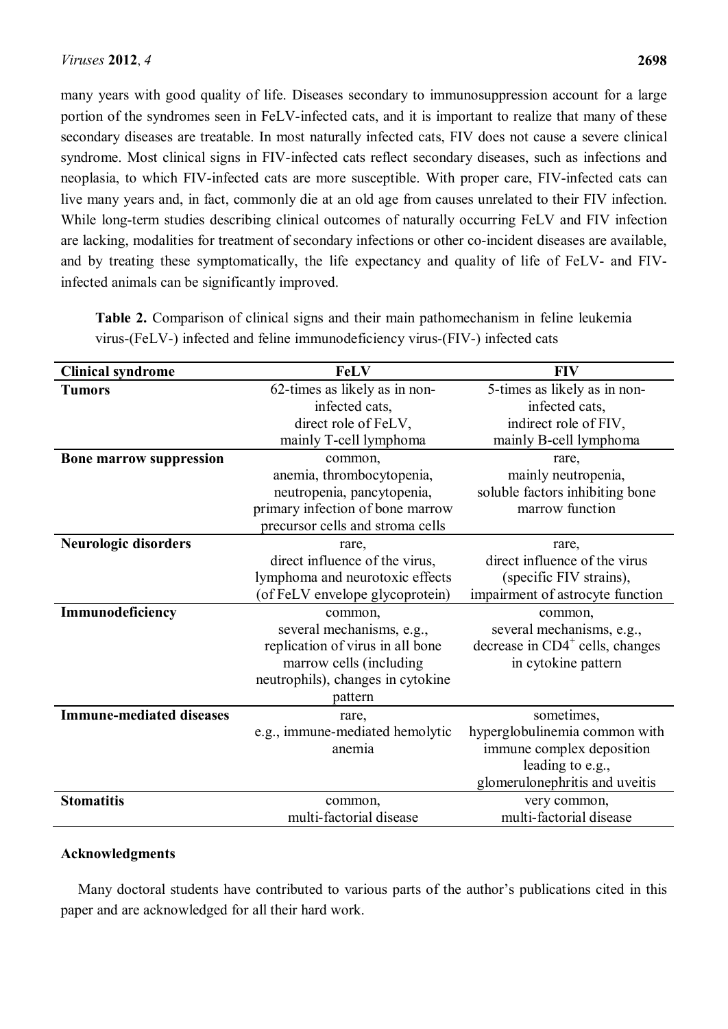many years with good quality of life. Diseases secondary to immunosuppression account for a large portion of the syndromes seen in FeLV-infected cats, and it is important to realize that many of these secondary diseases are treatable. In most naturally infected cats, FIV does not cause a severe clinical syndrome. Most clinical signs in FIV-infected cats reflect secondary diseases, such as infections and neoplasia, to which FIV-infected cats are more susceptible. With proper care, FIV-infected cats can live many years and, in fact, commonly die at an old age from causes unrelated to their FIV infection. While long-term studies describing clinical outcomes of naturally occurring FeLV and FIV infection are lacking, modalities for treatment of secondary infections or other co-incident diseases are available, and by treating these symptomatically, the life expectancy and quality of life of FeLV- and FIV-infected animals can be significantly improved.

**Table 2.** Comparison of clinical signs and their main pathomechanism in feline leukemia virus-(FeLV-) infected and feline immunodeficiency virus-(FIV-) infected cats

| Clinical syndrome | FeLV | FIV |
|---|---|---|
| **Tumors** | 62-times as likely as in non-infected cats, direct role of FeLV, mainly T-cell lymphoma | 5-times as likely as in non-infected cats, indirect role of FIV, mainly B-cell lymphoma |
| **Bone marrow suppression** | common, anemia, thrombocytopenia, neutropenia, pancytopenia, primary infection of bone marrow precursor cells and stroma cells | rare, mainly neutropenia, soluble factors inhibiting bone marrow function |
| **Neurologic disorders** | rare, direct influence of the virus, lymphoma and neurotoxic effects (of FeLV envelope glycoprotein) | rare, direct influence of the virus (specific FIV strains), impairment of astrocyte function |
| **Immunodeficiency** | common, several mechanisms, e.g., replication of virus in all bone marrow cells (including neutrophils), changes in cytokine pattern | common, several mechanisms, e.g., decrease in $CD4^+$ cells, changes in cytokine pattern |
| **Immune-mediated diseases** | rare, e.g., immune-mediated hemolytic anemia | sometimes, hyperglobulinemia common with immune complex deposition leading to e.g., glomerulonephritis and uveitis |
| **Stomatitis** | common, multi-factorial disease | very common, multi-factorial disease |

## Acknowledgments

Many doctoral students have contributed to various parts of the author's publications cited in this paper and are acknowledged for all their hard work.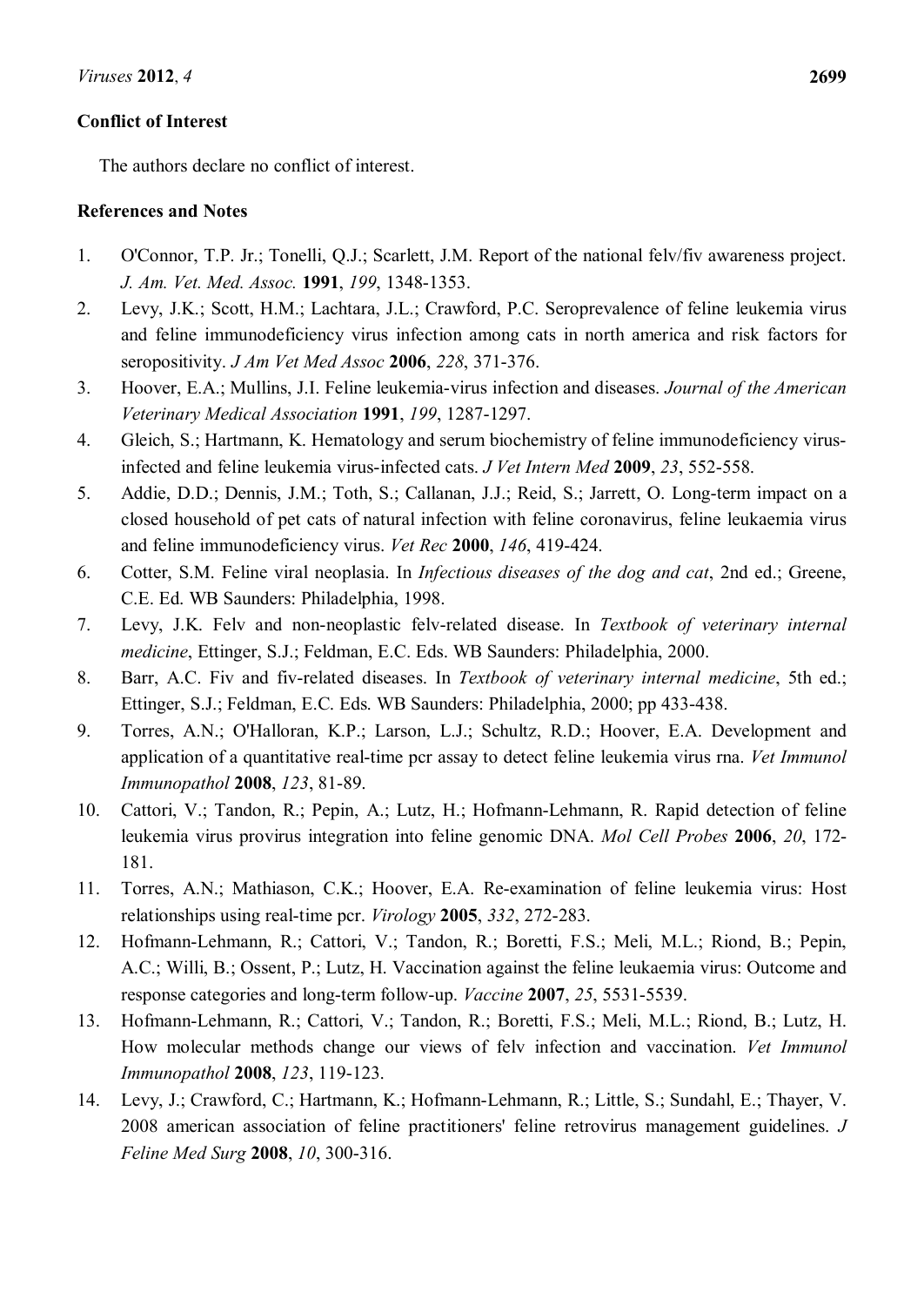**Conflict of Interest**

The authors declare no conflict of interest.

**References and Notes**

1. O'Connor, T.P. Jr.; Tonelli, Q.J.; Scarlett, J.M. Report of the national felv/fiv awareness project. *J. Am. Vet. Med. Assoc.* **1991**, *199*, 1348-1353.
2. Levy, J.K.; Scott, H.M.; Lachtara, J.L.; Crawford, P.C. Seroprevalence of feline leukemia virus and feline immunodeficiency virus infection among cats in north america and risk factors for seropositivity. *J Am Vet Med Assoc* **2006**, *228*, 371-376.
3. Hoover, E.A.; Mullins, J.I. Feline leukemia-virus infection and diseases. *Journal of the American Veterinary Medical Association* **1991**, *199*, 1287-1297.
4. Gleich, S.; Hartmann, K. Hematology and serum biochemistry of feline immunodeficiency virus-infected and feline leukemia virus-infected cats. *J Vet Intern Med* **2009**, *23*, 552-558.
5. Addie, D.D.; Dennis, J.M.; Toth, S.; Callanan, J.J.; Reid, S.; Jarrett, O. Long-term impact on a closed household of pet cats of natural infection with feline coronavirus, feline leukaemia virus and feline immunodeficiency virus. *Vet Rec* **2000**, *146*, 419-424.
6. Cotter, S.M. Feline viral neoplasia. In *Infectious diseases of the dog and cat*, 2nd ed.; Greene, C.E. Ed. WB Saunders: Philadelphia, 1998.
7. Levy, J.K. Felv and non-neoplastic felv-related disease. In *Textbook of veterinary internal medicine*, Ettinger, S.J.; Feldman, E.C. Eds. WB Saunders: Philadelphia, 2000.
8. Barr, A.C. Fiv and fiv-related diseases. In *Textbook of veterinary internal medicine*, 5th ed.; Ettinger, S.J.; Feldman, E.C. Eds. WB Saunders: Philadelphia, 2000; pp 433-438.
9. Torres, A.N.; O'Halloran, K.P.; Larson, L.J.; Schultz, R.D.; Hoover, E.A. Development and application of a quantitative real-time pcr assay to detect feline leukemia virus rna. *Vet Immunol Immunopathol* **2008**, *123*, 81-89.
10. Cattori, V.; Tandon, R.; Pepin, A.; Lutz, H.; Hofmann-Lehmann, R. Rapid detection of feline leukemia virus provirus integration into feline genomic DNA. *Mol Cell Probes* **2006**, *20*, 172-181.
11. Torres, A.N.; Mathiason, C.K.; Hoover, E.A. Re-examination of feline leukemia virus: Host relationships using real-time pcr. *Virology* **2005**, *332*, 272-283.
12. Hofmann-Lehmann, R.; Cattori, V.; Tandon, R.; Boretti, F.S.; Meli, M.L.; Riond, B.; Pepin, A.C.; Willi, B.; Ossent, P.; Lutz, H. Vaccination against the feline leukaemia virus: Outcome and response categories and long-term follow-up. *Vaccine* **2007**, *25*, 5531-5539.
13. Hofmann-Lehmann, R.; Cattori, V.; Tandon, R.; Boretti, F.S.; Meli, M.L.; Riond, B.; Lutz, H. How molecular methods change our views of felv infection and vaccination. *Vet Immunol Immunopathol* **2008**, *123*, 119-123.
14. Levy, J.; Crawford, C.; Hartmann, K.; Hofmann-Lehmann, R.; Little, S.; Sundahl, E.; Thayer, V. 2008 american association of feline practitioners' feline retrovirus management guidelines. *J Feline Med Surg* **2008**, *10*, 300-316.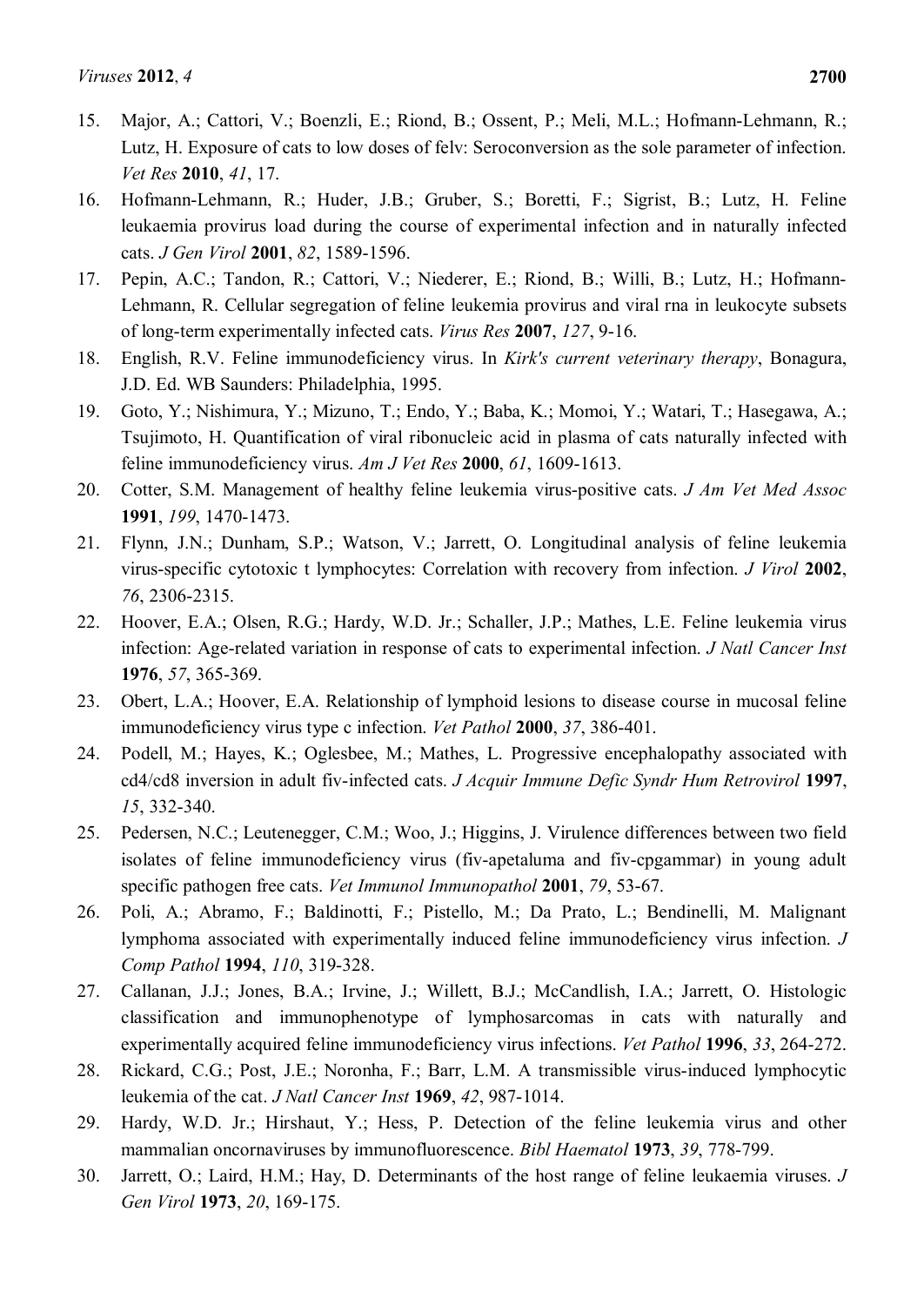15. Major, A.; Cattori, V.; Boenzli, E.; Riond, B.; Ossent, P.; Meli, M.L.; Hofmann-Lehmann, R.; Lutz, H. Exposure of cats to low doses of felv: Seroconversion as the sole parameter of infection. *Vet Res* **2010**, *41*, 17.
16. Hofmann-Lehmann, R.; Huder, J.B.; Gruber, S.; Boretti, F.; Sigrist, B.; Lutz, H. Feline leukaemia provirus load during the course of experimental infection and in naturally infected cats. *J Gen Virol* **2001**, *82*, 1589-1596.
17. Pepin, A.C.; Tandon, R.; Cattori, V.; Niederer, E.; Riond, B.; Willi, B.; Lutz, H.; Hofmann-Lehmann, R. Cellular segregation of feline leukemia provirus and viral rna in leukocyte subsets of long-term experimentally infected cats. *Virus Res* **2007**, *127*, 9-16.
18. English, R.V. Feline immunodeficiency virus. In *Kirk's current veterinary therapy*, Bonagura, J.D. Ed. WB Saunders: Philadelphia, 1995.
19. Goto, Y.; Nishimura, Y.; Mizuno, T.; Endo, Y.; Baba, K.; Momoi, Y.; Watari, T.; Hasegawa, A.; Tsujimoto, H. Quantification of viral ribonucleic acid in plasma of cats naturally infected with feline immunodeficiency virus. *Am J Vet Res* **2000**, *61*, 1609-1613.
20. Cotter, S.M. Management of healthy feline leukemia virus-positive cats. *J Am Vet Med Assoc* **1991**, *199*, 1470-1473.
21. Flynn, J.N.; Dunham, S.P.; Watson, V.; Jarrett, O. Longitudinal analysis of feline leukemia virus-specific cytotoxic t lymphocytes: Correlation with recovery from infection. *J Virol* **2002**, *76*, 2306-2315.
22. Hoover, E.A.; Olsen, R.G.; Hardy, W.D. Jr.; Schaller, J.P.; Mathes, L.E. Feline leukemia virus infection: Age-related variation in response of cats to experimental infection. *J Natl Cancer Inst* **1976**, *57*, 365-369.
23. Obert, L.A.; Hoover, E.A. Relationship of lymphoid lesions to disease course in mucosal feline immunodeficiency virus type c infection. *Vet Pathol* **2000**, *37*, 386-401.
24. Podell, M.; Hayes, K.; Oglesbee, M.; Mathes, L. Progressive encephalopathy associated with cd4/cd8 inversion in adult fiv-infected cats. *J Acquir Immune Defic Syndr Hum Retrovirol* **1997**, *15*, 332-340.
25. Pedersen, N.C.; Leutenegger, C.M.; Woo, J.; Higgins, J. Virulence differences between two field isolates of feline immunodeficiency virus (fiv-apetaluma and fiv-cpgammar) in young adult specific pathogen free cats. *Vet Immunol Immunopathol* **2001**, *79*, 53-67.
26. Poli, A.; Abramo, F.; Baldinotti, F.; Pistello, M.; Da Prato, L.; Bendinelli, M. Malignant lymphoma associated with experimentally induced feline immunodeficiency virus infection. *J Comp Pathol* **1994**, *110*, 319-328.
27. Callanan, J.J.; Jones, B.A.; Irvine, J.; Willett, B.J.; McCandlish, I.A.; Jarrett, O. Histologic classification and immunophenotype of lymphosarcomas in cats with naturally and experimentally acquired feline immunodeficiency virus infections. *Vet Pathol* **1996**, *33*, 264-272.
28. Rickard, C.G.; Post, J.E.; Noronha, F.; Barr, L.M. A transmissible virus-induced lymphocytic leukemia of the cat. *J Natl Cancer Inst* **1969**, *42*, 987-1014.
29. Hardy, W.D. Jr.; Hirshaut, Y.; Hess, P. Detection of the feline leukemia virus and other mammalian oncornaviruses by immunofluorescence. *Bibl Haematol* **1973**, *39*, 778-799.
30. Jarrett, O.; Laird, H.M.; Hay, D. Determinants of the host range of feline leukaemia viruses. *J Gen Virol* **1973**, *20*, 169-175.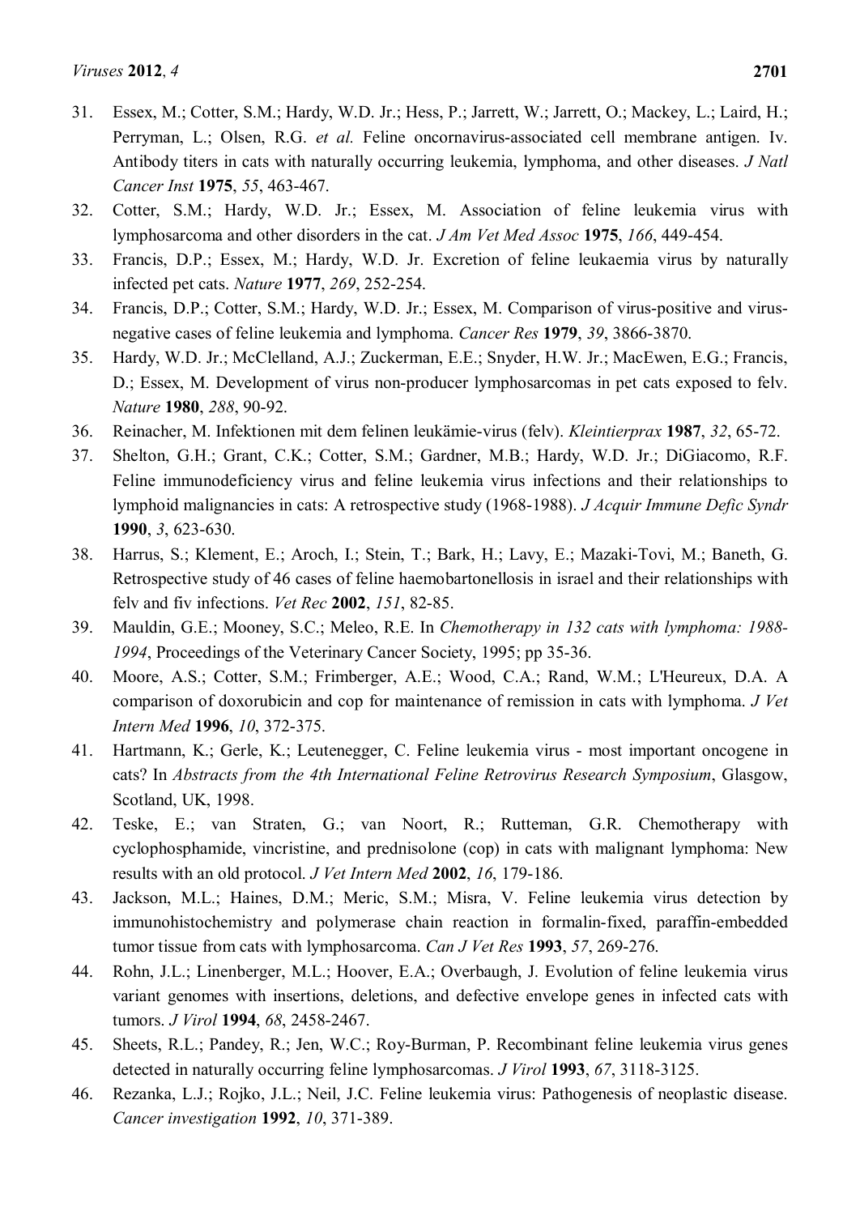31. Essex, M.; Cotter, S.M.; Hardy, W.D. Jr.; Hess, P.; Jarrett, W.; Jarrett, O.; Mackey, L.; Laird, H.; Perryman, L.; Olsen, R.G. *et al.* Feline oncornavirus-associated cell membrane antigen. Iv. Antibody titers in cats with naturally occurring leukemia, lymphoma, and other diseases. *J Natl Cancer Inst* **1975**, *55*, 463-467.
32. Cotter, S.M.; Hardy, W.D. Jr.; Essex, M. Association of feline leukemia virus with lymphosarcoma and other disorders in the cat. *J Am Vet Med Assoc* **1975**, *166*, 449-454.
33. Francis, D.P.; Essex, M.; Hardy, W.D. Jr. Excretion of feline leukaemia virus by naturally infected pet cats. *Nature* **1977**, *269*, 252-254.
34. Francis, D.P.; Cotter, S.M.; Hardy, W.D. Jr.; Essex, M. Comparison of virus-positive and virus-negative cases of feline leukemia and lymphoma. *Cancer Res* **1979**, *39*, 3866-3870.
35. Hardy, W.D. Jr.; McClelland, A.J.; Zuckerman, E.E.; Snyder, H.W. Jr.; MacEwen, E.G.; Francis, D.; Essex, M. Development of virus non-producer lymphosarcomas in pet cats exposed to felv. *Nature* **1980**, *288*, 90-92.
36. Reinacher, M. Infektionen mit dem felinen leukämie-virus (felv). *Kleintierprax* **1987**, *32*, 65-72.
37. Shelton, G.H.; Grant, C.K.; Cotter, S.M.; Gardner, M.B.; Hardy, W.D. Jr.; DiGiacomo, R.F. Feline immunodeficiency virus and feline leukemia virus infections and their relationships to lymphoid malignancies in cats: A retrospective study (1968-1988). *J Acquir Immune Defic Syndr* **1990**, *3*, 623-630.
38. Harrus, S.; Klement, E.; Aroch, I.; Stein, T.; Bark, H.; Lavy, E.; Mazaki-Tovi, M.; Baneth, G. Retrospective study of 46 cases of feline haemobartonellosis in israel and their relationships with felv and fiv infections. *Vet Rec* **2002**, *151*, 82-85.
39. Mauldin, G.E.; Mooney, S.C.; Meleo, R.E. In *Chemotherapy in 132 cats with lymphoma: 1988-1994*, Proceedings of the Veterinary Cancer Society, 1995; pp 35-36.
40. Moore, A.S.; Cotter, S.M.; Frimberger, A.E.; Wood, C.A.; Rand, W.M.; L'Heureux, D.A. A comparison of doxorubicin and cop for maintenance of remission in cats with lymphoma. *J Vet Intern Med* **1996**, *10*, 372-375.
41. Hartmann, K.; Gerle, K.; Leutenegger, C. Feline leukemia virus - most important oncogene in cats? In *Abstracts from the 4th International Feline Retrovirus Research Symposium*, Glasgow, Scotland, UK, 1998.
42. Teske, E.; van Straten, G.; van Noort, R.; Rutteman, G.R. Chemotherapy with cyclophosphamide, vincristine, and prednisolone (cop) in cats with malignant lymphoma: New results with an old protocol. *J Vet Intern Med* **2002**, *16*, 179-186.
43. Jackson, M.L.; Haines, D.M.; Meric, S.M.; Misra, V. Feline leukemia virus detection by immunohistochemistry and polymerase chain reaction in formalin-fixed, paraffin-embedded tumor tissue from cats with lymphosarcoma. *Can J Vet Res* **1993**, *57*, 269-276.
44. Rohn, J.L.; Linenberger, M.L.; Hoover, E.A.; Overbaugh, J. Evolution of feline leukemia virus variant genomes with insertions, deletions, and defective envelope genes in infected cats with tumors. *J Virol* **1994**, *68*, 2458-2467.
45. Sheets, R.L.; Pandey, R.; Jen, W.C.; Roy-Burman, P. Recombinant feline leukemia virus genes detected in naturally occurring feline lymphosarcomas. *J Virol* **1993**, *67*, 3118-3125.
46. Rezanka, L.J.; Rojko, J.L.; Neil, J.C. Feline leukemia virus: Pathogenesis of neoplastic disease. *Cancer investigation* **1992**, *10*, 371-389.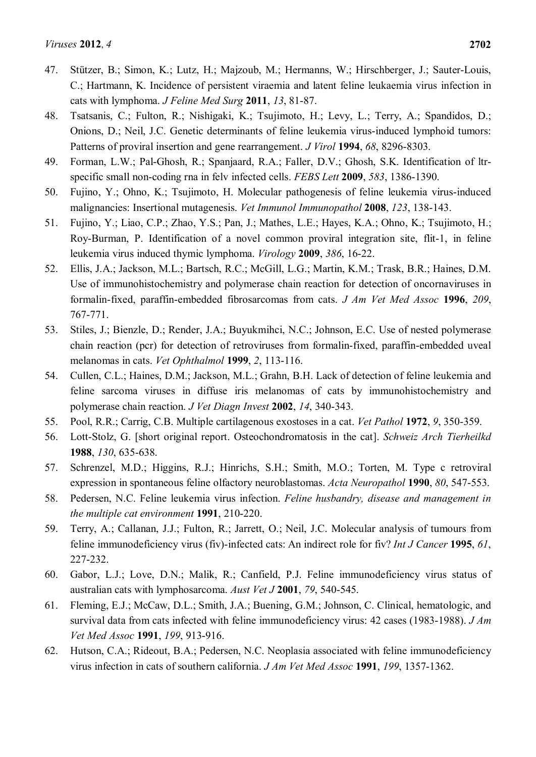47. Stützer, B.; Simon, K.; Lutz, H.; Majzoub, M.; Hermanns, W.; Hirschberger, J.; Sauter-Louis, C.; Hartmann, K. Incidence of persistent viraemia and latent feline leukaemia virus infection in cats with lymphoma. *J Feline Med Surg* **2011**, *13*, 81-87.
48. Tsatsanis, C.; Fulton, R.; Nishigaki, K.; Tsujimoto, H.; Levy, L.; Terry, A.; Spandidos, D.; Onions, D.; Neil, J.C. Genetic determinants of feline leukemia virus-induced lymphoid tumors: Patterns of proviral insertion and gene rearrangement. *J Virol* **1994**, *68*, 8296-8303.
49. Forman, L.W.; Pal-Ghosh, R.; Spanjaard, R.A.; Faller, D.V.; Ghosh, S.K. Identification of ltr-specific small non-coding rna in felv infected cells. *FEBS Lett* **2009**, *583*, 1386-1390.
50. Fujino, Y.; Ohno, K.; Tsujimoto, H. Molecular pathogenesis of feline leukemia virus-induced malignancies: Insertional mutagenesis. *Vet Immunol Immunopathol* **2008**, *123*, 138-143.
51. Fujino, Y.; Liao, C.P.; Zhao, Y.S.; Pan, J.; Mathes, L.E.; Hayes, K.A.; Ohno, K.; Tsujimoto, H.; Roy-Burman, P. Identification of a novel common proviral integration site, flit-1, in feline leukemia virus induced thymic lymphoma. *Virology* **2009**, *386*, 16-22.
52. Ellis, J.A.; Jackson, M.L.; Bartsch, R.C.; McGill, L.G.; Martin, K.M.; Trask, B.R.; Haines, D.M. Use of immunohistochemistry and polymerase chain reaction for detection of oncornaviruses in formalin-fixed, paraffin-embedded fibrosarcomas from cats. *J Am Vet Med Assoc* **1996**, *209*, 767-771.
53. Stiles, J.; Bienzle, D.; Render, J.A.; Buyukmihci, N.C.; Johnson, E.C. Use of nested polymerase chain reaction (pcr) for detection of retroviruses from formalin-fixed, paraffin-embedded uveal melanomas in cats. *Vet Ophthalmol* **1999**, *2*, 113-116.
54. Cullen, C.L.; Haines, D.M.; Jackson, M.L.; Grahn, B.H. Lack of detection of feline leukemia and feline sarcoma viruses in diffuse iris melanomas of cats by immunohistochemistry and polymerase chain reaction. *J Vet Diagn Invest* **2002**, *14*, 340-343.
55. Pool, R.R.; Carrig, C.B. Multiple cartilagenous exostoses in a cat. *Vet Pathol* **1972**, *9*, 350-359.
56. Lott-Stolz, G. [short original report. Osteochondromatosis in the cat]. *Schweiz Arch Tierheilkd* **1988**, *130*, 635-638.
57. Schrenzel, M.D.; Higgins, R.J.; Hinrichs, S.H.; Smith, M.O.; Torten, M. Type c retroviral expression in spontaneous feline olfactory neuroblastomas. *Acta Neuropathol* **1990**, *80*, 547-553.
58. Pedersen, N.C. Feline leukemia virus infection. *Feline husbandry, disease and management in the multiple cat environment* **1991**, 210-220.
59. Terry, A.; Callanan, J.J.; Fulton, R.; Jarrett, O.; Neil, J.C. Molecular analysis of tumours from feline immunodeficiency virus (fiv)-infected cats: An indirect role for fiv? *Int J Cancer* **1995**, *61*, 227-232.
60. Gabor, L.J.; Love, D.N.; Malik, R.; Canfield, P.J. Feline immunodeficiency virus status of australian cats with lymphosarcoma. *Aust Vet J* **2001**, *79*, 540-545.
61. Fleming, E.J.; McCaw, D.L.; Smith, J.A.; Buening, G.M.; Johnson, C. Clinical, hematologic, and survival data from cats infected with feline immunodeficiency virus: 42 cases (1983-1988). *J Am Vet Med Assoc* **1991**, *199*, 913-916.
62. Hutson, C.A.; Rideout, B.A.; Pedersen, N.C. Neoplasia associated with feline immunodeficiency virus infection in cats of southern california. *J Am Vet Med Assoc* **1991**, *199*, 1357-1362.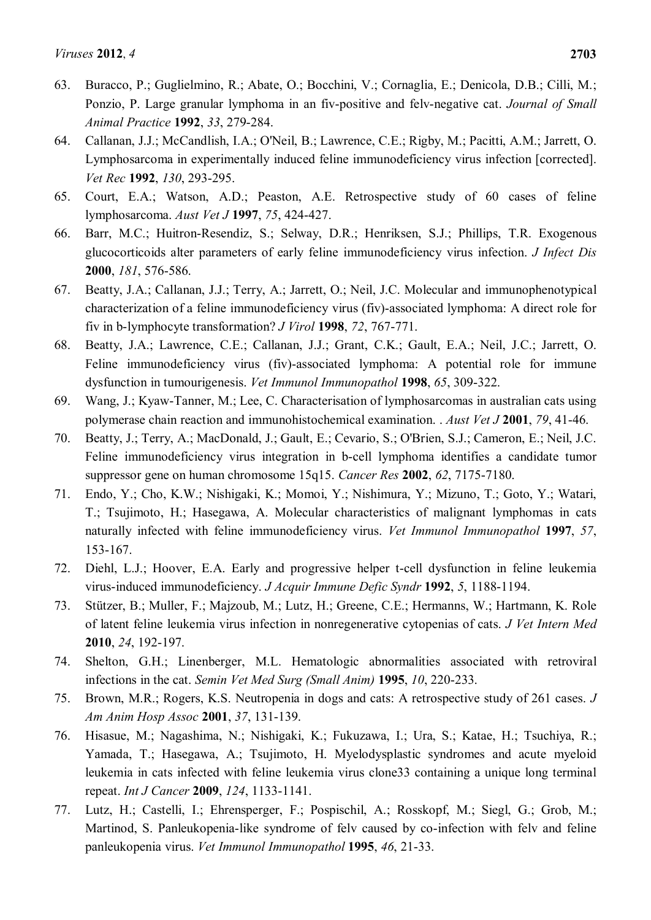63. Buracco, P.; Guglielmino, R.; Abate, O.; Bocchini, V.; Cornaglia, E.; Denicola, D.B.; Cilli, M.; Ponzio, P. Large granular lymphoma in an fiv-positive and felv-negative cat. *Journal of Small Animal Practice* **1992**, *33*, 279-284.
64. Callanan, J.J.; McCandlish, I.A.; O'Neil, B.; Lawrence, C.E.; Rigby, M.; Pacitti, A.M.; Jarrett, O. Lymphosarcoma in experimentally induced feline immunodeficiency virus infection [corrected]. *Vet Rec* **1992**, *130*, 293-295.
65. Court, E.A.; Watson, A.D.; Peaston, A.E. Retrospective study of 60 cases of feline lymphosarcoma. *Aust Vet J* **1997**, *75*, 424-427.
66. Barr, M.C.; Huitron-Resendiz, S.; Selway, D.R.; Henriksen, S.J.; Phillips, T.R. Exogenous glucocorticoids alter parameters of early feline immunodeficiency virus infection. *J Infect Dis* **2000**, *181*, 576-586.
67. Beatty, J.A.; Callanan, J.J.; Terry, A.; Jarrett, O.; Neil, J.C. Molecular and immunophenotypical characterization of a feline immunodeficiency virus (fiv)-associated lymphoma: A direct role for fiv in b-lymphocyte transformation? *J Virol* **1998**, *72*, 767-771.
68. Beatty, J.A.; Lawrence, C.E.; Callanan, J.J.; Grant, C.K.; Gault, E.A.; Neil, J.C.; Jarrett, O. Feline immunodeficiency virus (fiv)-associated lymphoma: A potential role for immune dysfunction in tumourigenesis. *Vet Immunol Immunopathol* **1998**, *65*, 309-322.
69. Wang, J.; Kyaw-Tanner, M.; Lee, C. Characterisation of lymphosarcomas in australian cats using polymerase chain reaction and immunohistochemical examination. . *Aust Vet J* **2001**, *79*, 41-46.
70. Beatty, J.; Terry, A.; MacDonald, J.; Gault, E.; Cevario, S.; O'Brien, S.J.; Cameron, E.; Neil, J.C. Feline immunodeficiency virus integration in b-cell lymphoma identifies a candidate tumor suppressor gene on human chromosome 15q15. *Cancer Res* **2002**, *62*, 7175-7180.
71. Endo, Y.; Cho, K.W.; Nishigaki, K.; Momoi, Y.; Nishimura, Y.; Mizuno, T.; Goto, Y.; Watari, T.; Tsujimoto, H.; Hasegawa, A. Molecular characteristics of malignant lymphomas in cats naturally infected with feline immunodeficiency virus. *Vet Immunol Immunopathol* **1997**, *57*, 153-167.
72. Diehl, L.J.; Hoover, E.A. Early and progressive helper t-cell dysfunction in feline leukemia virus-induced immunodeficiency. *J Acquir Immune Defic Syndr* **1992**, *5*, 1188-1194.
73. Stützer, B.; Muller, F.; Majzoub, M.; Lutz, H.; Greene, C.E.; Hermanns, W.; Hartmann, K. Role of latent feline leukemia virus infection in nonregenerative cytopenias of cats. *J Vet Intern Med* **2010**, *24*, 192-197.
74. Shelton, G.H.; Linenberger, M.L. Hematologic abnormalities associated with retroviral infections in the cat. *Semin Vet Med Surg (Small Anim)* **1995**, *10*, 220-233.
75. Brown, M.R.; Rogers, K.S. Neutropenia in dogs and cats: A retrospective study of 261 cases. *J Am Anim Hosp Assoc* **2001**, *37*, 131-139.
76. Hisasue, M.; Nagashima, N.; Nishigaki, K.; Fukuzawa, I.; Ura, S.; Katae, H.; Tsuchiya, R.; Yamada, T.; Hasegawa, A.; Tsujimoto, H. Myelodysplastic syndromes and acute myeloid leukemia in cats infected with feline leukemia virus clone33 containing a unique long terminal repeat. *Int J Cancer* **2009**, *124*, 1133-1141.
77. Lutz, H.; Castelli, I.; Ehrensperger, F.; Pospischil, A.; Rosskopf, M.; Siegl, G.; Grob, M.; Martinod, S. Panleukopenia-like syndrome of felv caused by co-infection with felv and feline panleukopenia virus. *Vet Immunol Immunopathol* **1995**, *46*, 21-33.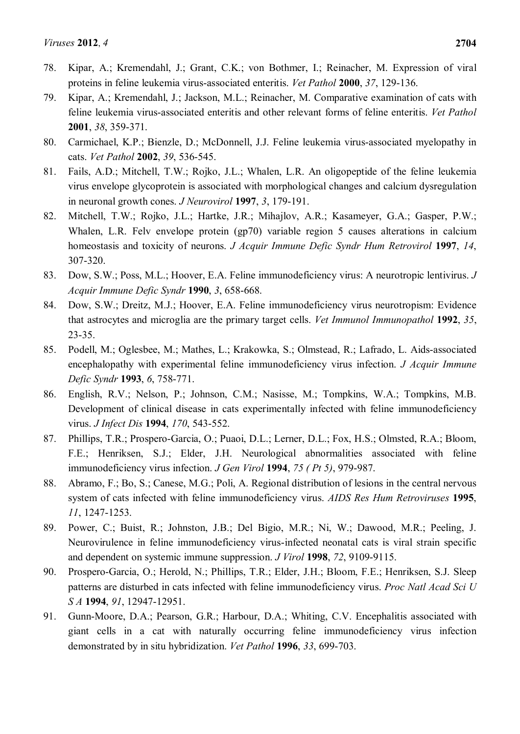78. Kipar, A.; Kremendahl, J.; Grant, C.K.; von Bothmer, I.; Reinacher, M. Expression of viral proteins in feline leukemia virus-associated enteritis. *Vet Pathol* **2000**, *37*, 129-136.
79. Kipar, A.; Kremendahl, J.; Jackson, M.L.; Reinacher, M. Comparative examination of cats with feline leukemia virus-associated enteritis and other relevant forms of feline enteritis. *Vet Pathol* **2001**, *38*, 359-371.
80. Carmichael, K.P.; Bienzle, D.; McDonnell, J.J. Feline leukemia virus-associated myelopathy in cats. *Vet Pathol* **2002**, *39*, 536-545.
81. Fails, A.D.; Mitchell, T.W.; Rojko, J.L.; Whalen, L.R. An oligopeptide of the feline leukemia virus envelope glycoprotein is associated with morphological changes and calcium dysregulation in neuronal growth cones. *J Neurovirol* **1997**, *3*, 179-191.
82. Mitchell, T.W.; Rojko, J.L.; Hartke, J.R.; Mihajlov, A.R.; Kasameyer, G.A.; Gasper, P.W.; Whalen, L.R. Felv envelope protein (gp70) variable region 5 causes alterations in calcium homeostasis and toxicity of neurons. *J Acquir Immune Defic Syndr Hum Retrovirol* **1997**, *14*, 307-320.
83. Dow, S.W.; Poss, M.L.; Hoover, E.A. Feline immunodeficiency virus: A neurotropic lentivirus. *J Acquir Immune Defic Syndr* **1990**, *3*, 658-668.
84. Dow, S.W.; Dreitz, M.J.; Hoover, E.A. Feline immunodeficiency virus neurotropism: Evidence that astrocytes and microglia are the primary target cells. *Vet Immunol Immunopathol* **1992**, *35*, 23-35.
85. Podell, M.; Oglesbee, M.; Mathes, L.; Krakowka, S.; Olmstead, R.; Lafrado, L. Aids-associated encephalopathy with experimental feline immunodeficiency virus infection. *J Acquir Immune Defic Syndr* **1993**, *6*, 758-771.
86. English, R.V.; Nelson, P.; Johnson, C.M.; Nasisse, M.; Tompkins, W.A.; Tompkins, M.B. Development of clinical disease in cats experimentally infected with feline immunodeficiency virus. *J Infect Dis* **1994**, *170*, 543-552.
87. Phillips, T.R.; Prospero-Garcia, O.; Puaoi, D.L.; Lerner, D.L.; Fox, H.S.; Olmsted, R.A.; Bloom, F.E.; Henriksen, S.J.; Elder, J.H. Neurological abnormalities associated with feline immunodeficiency virus infection. *J Gen Virol* **1994**, *75 ( Pt 5)*, 979-987.
88. Abramo, F.; Bo, S.; Canese, M.G.; Poli, A. Regional distribution of lesions in the central nervous system of cats infected with feline immunodeficiency virus. *AIDS Res Hum Retroviruses* **1995**, *11*, 1247-1253.
89. Power, C.; Buist, R.; Johnston, J.B.; Del Bigio, M.R.; Ni, W.; Dawood, M.R.; Peeling, J. Neurovirulence in feline immunodeficiency virus-infected neonatal cats is viral strain specific and dependent on systemic immune suppression. *J Virol* **1998**, *72*, 9109-9115.
90. Prospero-Garcia, O.; Herold, N.; Phillips, T.R.; Elder, J.H.; Bloom, F.E.; Henriksen, S.J. Sleep patterns are disturbed in cats infected with feline immunodeficiency virus. *Proc Natl Acad Sci U S A* **1994**, *91*, 12947-12951.
91. Gunn-Moore, D.A.; Pearson, G.R.; Harbour, D.A.; Whiting, C.V. Encephalitis associated with giant cells in a cat with naturally occurring feline immunodeficiency virus infection demonstrated by in situ hybridization. *Vet Pathol* **1996**, *33*, 699-703.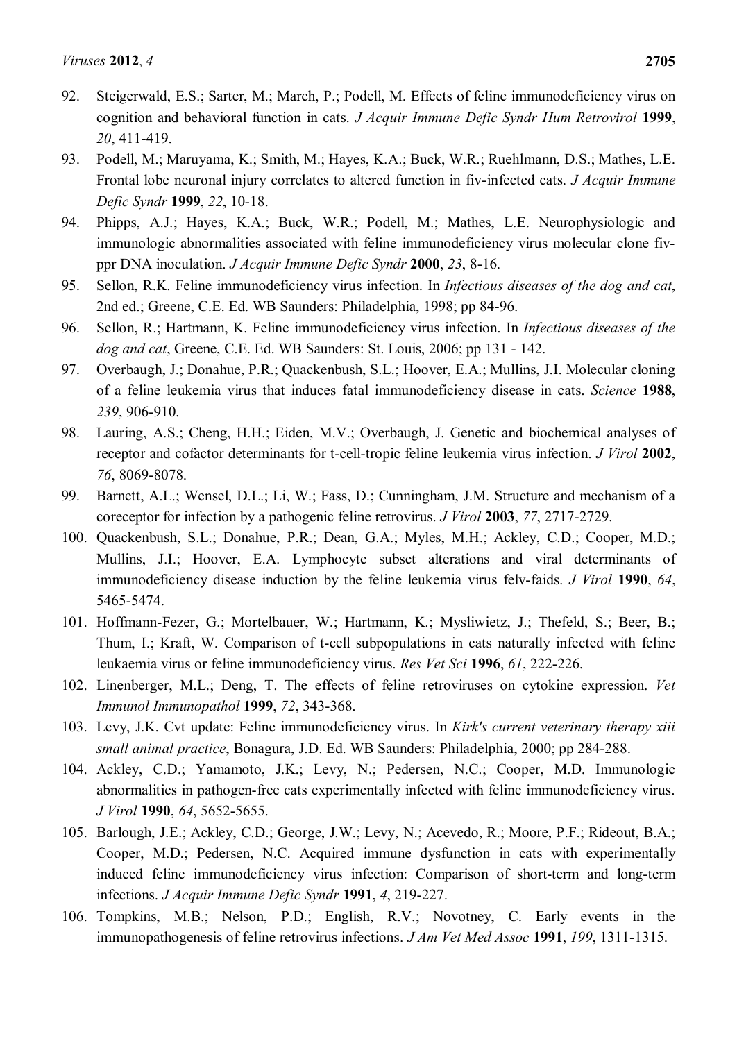92. Steigerwald, E.S.; Sarter, M.; March, P.; Podell, M. Effects of feline immunodeficiency virus on cognition and behavioral function in cats. *J Acquir Immune Defic Syndr Hum Retrovirol* **1999**, *20*, 411-419.
93. Podell, M.; Maruyama, K.; Smith, M.; Hayes, K.A.; Buck, W.R.; Ruehlmann, D.S.; Mathes, L.E. Frontal lobe neuronal injury correlates to altered function in fiv-infected cats. *J Acquir Immune Defic Syndr* **1999**, *22*, 10-18.
94. Phipps, A.J.; Hayes, K.A.; Buck, W.R.; Podell, M.; Mathes, L.E. Neurophysiologic and immunologic abnormalities associated with feline immunodeficiency virus molecular clone fiv-ppr DNA inoculation. *J Acquir Immune Defic Syndr* **2000**, *23*, 8-16.
95. Sellon, R.K. Feline immunodeficiency virus infection. In *Infectious diseases of the dog and cat*, 2nd ed.; Greene, C.E. Ed. WB Saunders: Philadelphia, 1998; pp 84-96.
96. Sellon, R.; Hartmann, K. Feline immunodeficiency virus infection. In *Infectious diseases of the dog and cat*, Greene, C.E. Ed. WB Saunders: St. Louis, 2006; pp 131 - 142.
97. Overbaugh, J.; Donahue, P.R.; Quackenbush, S.L.; Hoover, E.A.; Mullins, J.I. Molecular cloning of a feline leukemia virus that induces fatal immunodeficiency disease in cats. *Science* **1988**, *239*, 906-910.
98. Lauring, A.S.; Cheng, H.H.; Eiden, M.V.; Overbaugh, J. Genetic and biochemical analyses of receptor and cofactor determinants for t-cell-tropic feline leukemia virus infection. *J Virol* **2002**, *76*, 8069-8078.
99. Barnett, A.L.; Wensel, D.L.; Li, W.; Fass, D.; Cunningham, J.M. Structure and mechanism of a coreceptor for infection by a pathogenic feline retrovirus. *J Virol* **2003**, *77*, 2717-2729.
100. Quackenbush, S.L.; Donahue, P.R.; Dean, G.A.; Myles, M.H.; Ackley, C.D.; Cooper, M.D.; Mullins, J.I.; Hoover, E.A. Lymphocyte subset alterations and viral determinants of immunodeficiency disease induction by the feline leukemia virus felv-faids. *J Virol* **1990**, *64*, 5465-5474.
101. Hoffmann-Fezer, G.; Mortelbauer, W.; Hartmann, K.; Mysliwietz, J.; Thefeld, S.; Beer, B.; Thum, I.; Kraft, W. Comparison of t-cell subpopulations in cats naturally infected with feline leukaemia virus or feline immunodeficiency virus. *Res Vet Sci* **1996**, *61*, 222-226.
102. Linenberger, M.L.; Deng, T. The effects of feline retroviruses on cytokine expression. *Vet Immunol Immunopathol* **1999**, *72*, 343-368.
103. Levy, J.K. Cvt update: Feline immunodeficiency virus. In *Kirk's current veterinary therapy xiii small animal practice*, Bonagura, J.D. Ed. WB Saunders: Philadelphia, 2000; pp 284-288.
104. Ackley, C.D.; Yamamoto, J.K.; Levy, N.; Pedersen, N.C.; Cooper, M.D. Immunologic abnormalities in pathogen-free cats experimentally infected with feline immunodeficiency virus. *J Virol* **1990**, *64*, 5652-5655.
105. Barlough, J.E.; Ackley, C.D.; George, J.W.; Levy, N.; Acevedo, R.; Moore, P.F.; Rideout, B.A.; Cooper, M.D.; Pedersen, N.C. Acquired immune dysfunction in cats with experimentally induced feline immunodeficiency virus infection: Comparison of short-term and long-term infections. *J Acquir Immune Defic Syndr* **1991**, *4*, 219-227.
106. Tompkins, M.B.; Nelson, P.D.; English, R.V.; Novotney, C. Early events in the immunopathogenesis of feline retrovirus infections. *J Am Vet Med Assoc* **1991**, *199*, 1311-1315.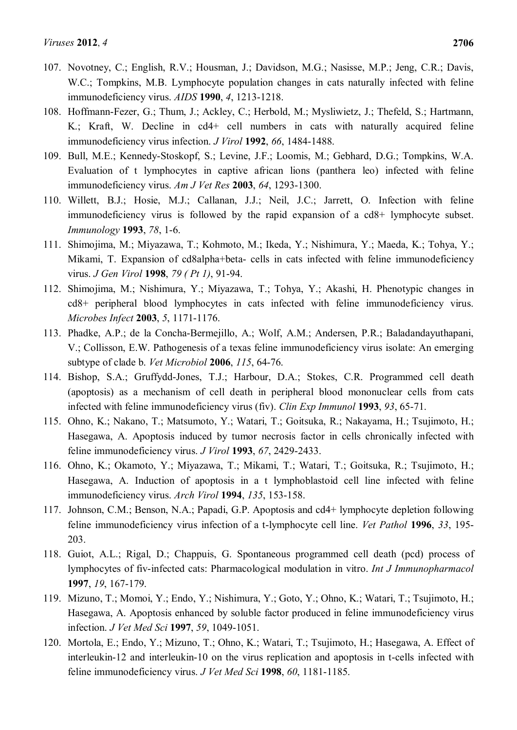107. Novotney, C.; English, R.V.; Housman, J.; Davidson, M.G.; Nasisse, M.P.; Jeng, C.R.; Davis, W.C.; Tompkins, M.B. Lymphocyte population changes in cats naturally infected with feline immunodeficiency virus. *AIDS* **1990**, *4*, 1213-1218.
108. Hoffmann-Fezer, G.; Thum, J.; Ackley, C.; Herbold, M.; Mysliwietz, J.; Thefeld, S.; Hartmann, K.; Kraft, W. Decline in cd4+ cell numbers in cats with naturally acquired feline immunodeficiency virus infection. *J Virol* **1992**, *66*, 1484-1488.
109. Bull, M.E.; Kennedy-Stoskopf, S.; Levine, J.F.; Loomis, M.; Gebhard, D.G.; Tompkins, W.A. Evaluation of t lymphocytes in captive african lions (panthera leo) infected with feline immunodeficiency virus. *Am J Vet Res* **2003**, *64*, 1293-1300.
110. Willett, B.J.; Hosie, M.J.; Callanan, J.J.; Neil, J.C.; Jarrett, O. Infection with feline immunodeficiency virus is followed by the rapid expansion of a cd8+ lymphocyte subset. *Immunology* **1993**, *78*, 1-6.
111. Shimojima, M.; Miyazawa, T.; Kohmoto, M.; Ikeda, Y.; Nishimura, Y.; Maeda, K.; Tohya, Y.; Mikami, T. Expansion of cd8alpha+beta- cells in cats infected with feline immunodeficiency virus. *J Gen Virol* **1998**, *79 ( Pt 1)*, 91-94.
112. Shimojima, M.; Nishimura, Y.; Miyazawa, T.; Tohya, Y.; Akashi, H. Phenotypic changes in cd8+ peripheral blood lymphocytes in cats infected with feline immunodeficiency virus. *Microbes Infect* **2003**, *5*, 1171-1176.
113. Phadke, A.P.; de la Concha-Bermejillo, A.; Wolf, A.M.; Andersen, P.R.; Baladandayuthapani, V.; Collisson, E.W. Pathogenesis of a texas feline immunodeficiency virus isolate: An emerging subtype of clade b. *Vet Microbiol* **2006**, *115*, 64-76.
114. Bishop, S.A.; Gruffydd-Jones, T.J.; Harbour, D.A.; Stokes, C.R. Programmed cell death (apoptosis) as a mechanism of cell death in peripheral blood mononuclear cells from cats infected with feline immunodeficiency virus (fiv). *Clin Exp Immunol* **1993**, *93*, 65-71.
115. Ohno, K.; Nakano, T.; Matsumoto, Y.; Watari, T.; Goitsuka, R.; Nakayama, H.; Tsujimoto, H.; Hasegawa, A. Apoptosis induced by tumor necrosis factor in cells chronically infected with feline immunodeficiency virus. *J Virol* **1993**, *67*, 2429-2433.
116. Ohno, K.; Okamoto, Y.; Miyazawa, T.; Mikami, T.; Watari, T.; Goitsuka, R.; Tsujimoto, H.; Hasegawa, A. Induction of apoptosis in a t lymphoblastoid cell line infected with feline immunodeficiency virus. *Arch Virol* **1994**, *135*, 153-158.
117. Johnson, C.M.; Benson, N.A.; Papadi, G.P. Apoptosis and cd4+ lymphocyte depletion following feline immunodeficiency virus infection of a t-lymphocyte cell line. *Vet Pathol* **1996**, *33*, 195-203.
118. Guiot, A.L.; Rigal, D.; Chappuis, G. Spontaneous programmed cell death (pcd) process of lymphocytes of fiv-infected cats: Pharmacological modulation in vitro. *Int J Immunopharmacol* **1997**, *19*, 167-179.
119. Mizuno, T.; Momoi, Y.; Endo, Y.; Nishimura, Y.; Goto, Y.; Ohno, K.; Watari, T.; Tsujimoto, H.; Hasegawa, A. Apoptosis enhanced by soluble factor produced in feline immunodeficiency virus infection. *J Vet Med Sci* **1997**, *59*, 1049-1051.
120. Mortola, E.; Endo, Y.; Mizuno, T.; Ohno, K.; Watari, T.; Tsujimoto, H.; Hasegawa, A. Effect of interleukin-12 and interleukin-10 on the virus replication and apoptosis in t-cells infected with feline immunodeficiency virus. *J Vet Med Sci* **1998**, *60*, 1181-1185.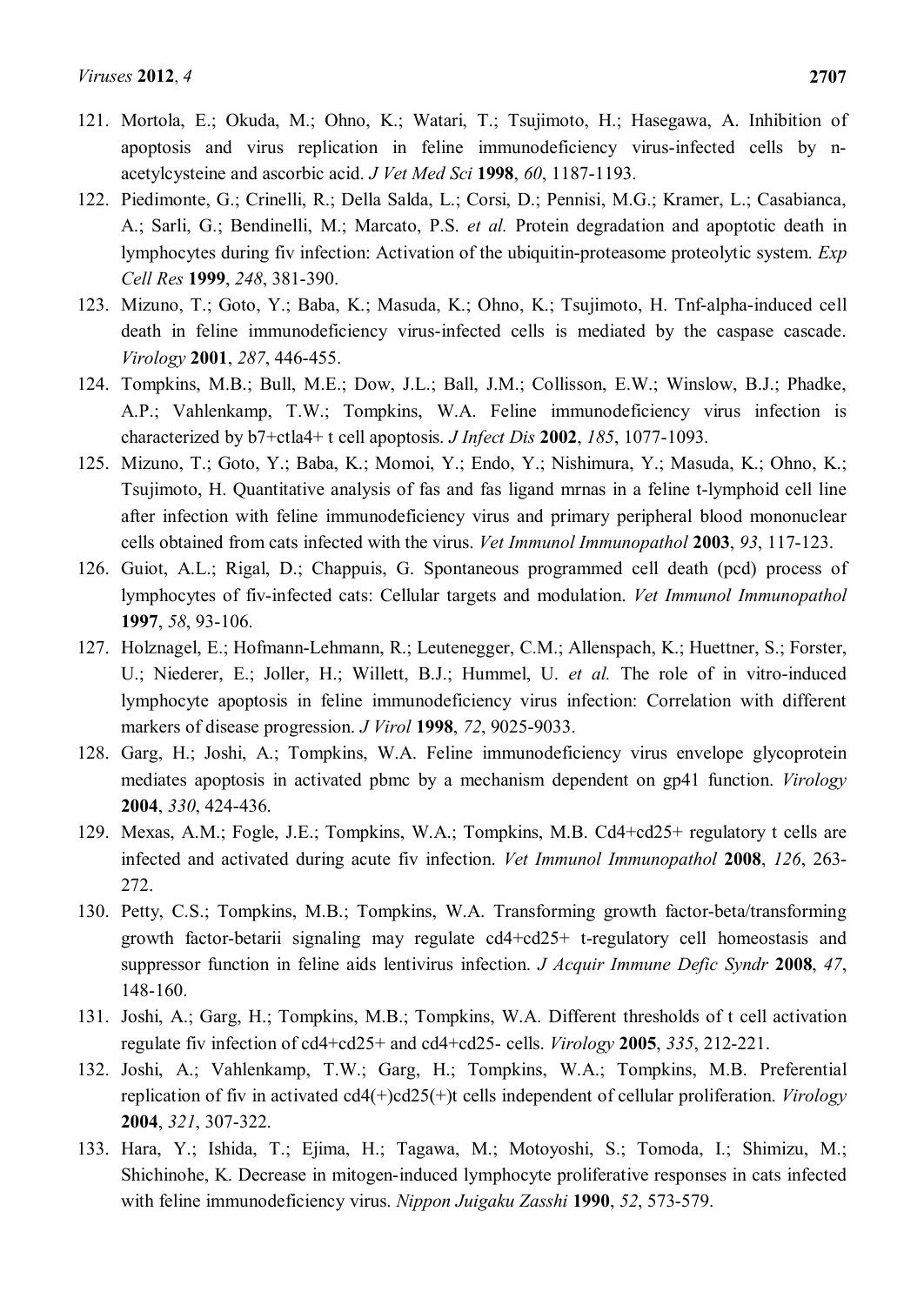121. Mortola, E.; Okuda, M.; Ohno, K.; Watari, T.; Tsujimoto, H.; Hasegawa, A. Inhibition of apoptosis and virus replication in feline immunodeficiency virus-infected cells by n-acetylcysteine and ascorbic acid. *J Vet Med Sci* **1998**, *60*, 1187-1193.
122. Piedimonte, G.; Crinelli, R.; Della Salda, L.; Corsi, D.; Pennisi, M.G.; Kramer, L.; Casabianca, A.; Sarli, G.; Bendinelli, M.; Marcato, P.S. *et al.* Protein degradation and apoptotic death in lymphocytes during fiv infection: Activation of the ubiquitin-proteasome proteolytic system. *Exp Cell Res* **1999**, *248*, 381-390.
123. Mizuno, T.; Goto, Y.; Baba, K.; Masuda, K.; Ohno, K.; Tsujimoto, H. Tnf-alpha-induced cell death in feline immunodeficiency virus-infected cells is mediated by the caspase cascade. *Virology* **2001**, *287*, 446-455.
124. Tompkins, M.B.; Bull, M.E.; Dow, J.L.; Ball, J.M.; Collisson, E.W.; Winslow, B.J.; Phadke, A.P.; Vahlenkamp, T.W.; Tompkins, W.A. Feline immunodeficiency virus infection is characterized by b7+ctla4+ t cell apoptosis. *J Infect Dis* **2002**, *185*, 1077-1093.
125. Mizuno, T.; Goto, Y.; Baba, K.; Momoi, Y.; Endo, Y.; Nishimura, Y.; Masuda, K.; Ohno, K.; Tsujimoto, H. Quantitative analysis of fas and fas ligand mrnas in a feline t-lymphoid cell line after infection with feline immunodeficiency virus and primary peripheral blood mononuclear cells obtained from cats infected with the virus. *Vet Immunol Immunopathol* **2003**, *93*, 117-123.
126. Guiot, A.L.; Rigal, D.; Chappuis, G. Spontaneous programmed cell death (pcd) process of lymphocytes of fiv-infected cats: Cellular targets and modulation. *Vet Immunol Immunopathol* **1997**, *58*, 93-106.
127. Holznagel, E.; Hofmann-Lehmann, R.; Leutenegger, C.M.; Allenspach, K.; Huettner, S.; Forster, U.; Niederer, E.; Joller, H.; Willett, B.J.; Hummel, U. *et al.* The role of in vitro-induced lymphocyte apoptosis in feline immunodeficiency virus infection: Correlation with different markers of disease progression. *J Virol* **1998**, *72*, 9025-9033.
128. Garg, H.; Joshi, A.; Tompkins, W.A. Feline immunodeficiency virus envelope glycoprotein mediates apoptosis in activated pbmc by a mechanism dependent on gp41 function. *Virology* **2004**, *330*, 424-436.
129. Mexas, A.M.; Fogle, J.E.; Tompkins, W.A.; Tompkins, M.B. Cd4+cd25+ regulatory t cells are infected and activated during acute fiv infection. *Vet Immunol Immunopathol* **2008**, *126*, 263-272.
130. Petty, C.S.; Tompkins, M.B.; Tompkins, W.A. Transforming growth factor-beta/transforming growth factor-betarii signaling may regulate cd4+cd25+ t-regulatory cell homeostasis and suppressor function in feline aids lentivirus infection. *J Acquir Immune Defic Syndr* **2008**, *47*, 148-160.
131. Joshi, A.; Garg, H.; Tompkins, M.B.; Tompkins, W.A. Different thresholds of t cell activation regulate fiv infection of cd4+cd25+ and cd4+cd25- cells. *Virology* **2005**, *335*, 212-221.
132. Joshi, A.; Vahlenkamp, T.W.; Garg, H.; Tompkins, W.A.; Tompkins, M.B. Preferential replication of fiv in activated cd4(+)cd25(+)t cells independent of cellular proliferation. *Virology* **2004**, *321*, 307-322.
133. Hara, Y.; Ishida, T.; Ejima, H.; Tagawa, M.; Motoyoshi, S.; Tomoda, I.; Shimizu, M.; Shichinohe, K. Decrease in mitogen-induced lymphocyte proliferative responses in cats infected with feline immunodeficiency virus. *Nippon Juigaku Zasshi* **1990**, *52*, 573-579.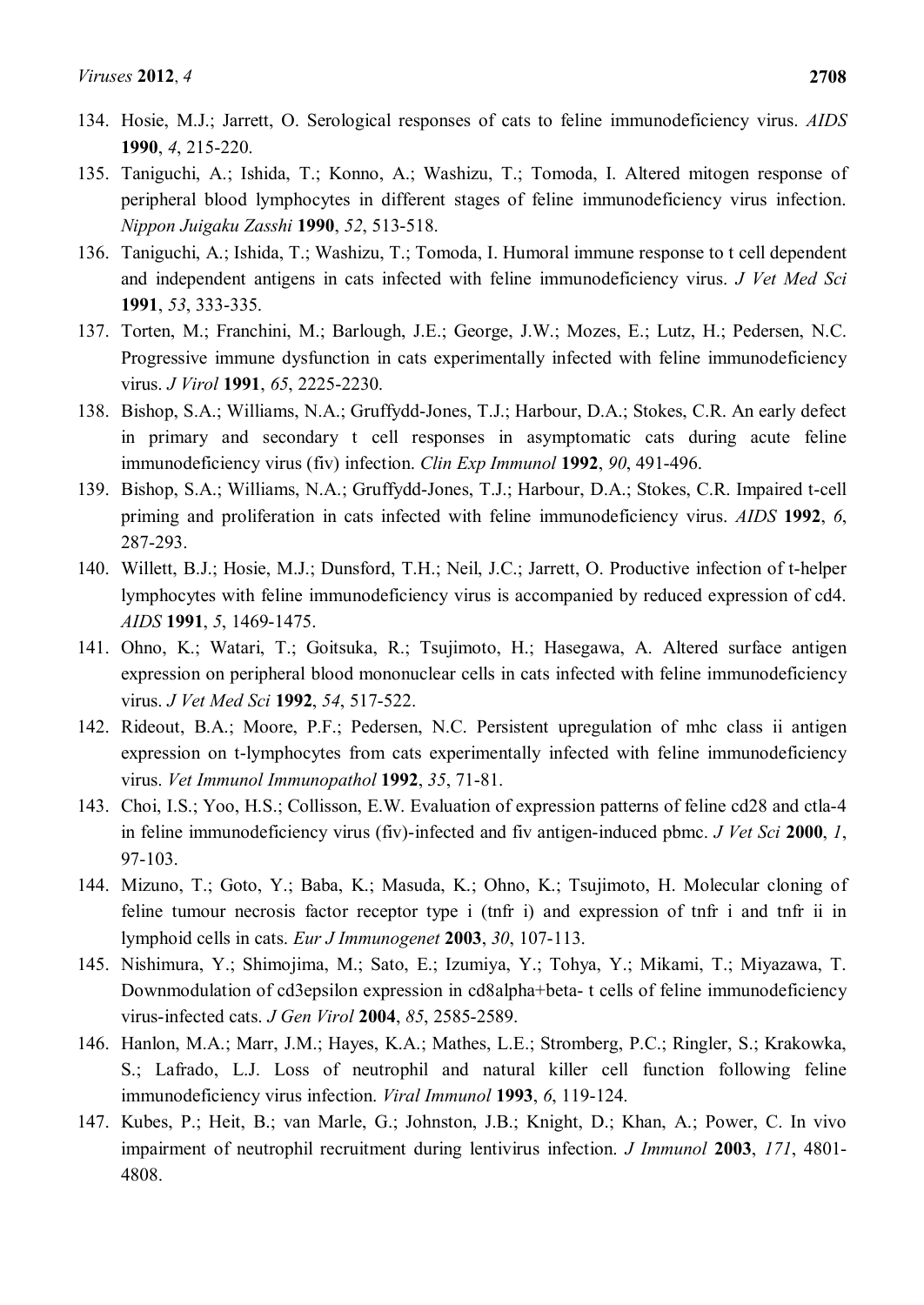134. Hosie, M.J.; Jarrett, O. Serological responses of cats to feline immunodeficiency virus. *AIDS* **1990**, *4*, 215-220.
135. Taniguchi, A.; Ishida, T.; Konno, A.; Washizu, T.; Tomoda, I. Altered mitogen response of peripheral blood lymphocytes in different stages of feline immunodeficiency virus infection. *Nippon Juigaku Zasshi* **1990**, *52*, 513-518.
136. Taniguchi, A.; Ishida, T.; Washizu, T.; Tomoda, I. Humoral immune response to t cell dependent and independent antigens in cats infected with feline immunodeficiency virus. *J Vet Med Sci* **1991**, *53*, 333-335.
137. Torten, M.; Franchini, M.; Barlough, J.E.; George, J.W.; Mozes, E.; Lutz, H.; Pedersen, N.C. Progressive immune dysfunction in cats experimentally infected with feline immunodeficiency virus. *J Virol* **1991**, *65*, 2225-2230.
138. Bishop, S.A.; Williams, N.A.; Gruffydd-Jones, T.J.; Harbour, D.A.; Stokes, C.R. An early defect in primary and secondary t cell responses in asymptomatic cats during acute feline immunodeficiency virus (fiv) infection. *Clin Exp Immunol* **1992**, *90*, 491-496.
139. Bishop, S.A.; Williams, N.A.; Gruffydd-Jones, T.J.; Harbour, D.A.; Stokes, C.R. Impaired t-cell priming and proliferation in cats infected with feline immunodeficiency virus. *AIDS* **1992**, *6*, 287-293.
140. Willett, B.J.; Hosie, M.J.; Dunsford, T.H.; Neil, J.C.; Jarrett, O. Productive infection of t-helper lymphocytes with feline immunodeficiency virus is accompanied by reduced expression of cd4. *AIDS* **1991**, *5*, 1469-1475.
141. Ohno, K.; Watari, T.; Goitsuka, R.; Tsujimoto, H.; Hasegawa, A. Altered surface antigen expression on peripheral blood mononuclear cells in cats infected with feline immunodeficiency virus. *J Vet Med Sci* **1992**, *54*, 517-522.
142. Rideout, B.A.; Moore, P.F.; Pedersen, N.C. Persistent upregulation of mhc class ii antigen expression on t-lymphocytes from cats experimentally infected with feline immunodeficiency virus. *Vet Immunol Immunopathol* **1992**, *35*, 71-81.
143. Choi, I.S.; Yoo, H.S.; Collisson, E.W. Evaluation of expression patterns of feline cd28 and ctla-4 in feline immunodeficiency virus (fiv)-infected and fiv antigen-induced pbmc. *J Vet Sci* **2000**, *1*, 97-103.
144. Mizuno, T.; Goto, Y.; Baba, K.; Masuda, K.; Ohno, K.; Tsujimoto, H. Molecular cloning of feline tumour necrosis factor receptor type i (tnfr i) and expression of tnfr i and tnfr ii in lymphoid cells in cats. *Eur J Immunogenet* **2003**, *30*, 107-113.
145. Nishimura, Y.; Shimojima, M.; Sato, E.; Izumiya, Y.; Tohya, Y.; Mikami, T.; Miyazawa, T. Downmodulation of cd3epsilon expression in cd8alpha+beta- t cells of feline immunodeficiency virus-infected cats. *J Gen Virol* **2004**, *85*, 2585-2589.
146. Hanlon, M.A.; Marr, J.M.; Hayes, K.A.; Mathes, L.E.; Stromberg, P.C.; Ringler, S.; Krakowka, S.; Lafrado, L.J. Loss of neutrophil and natural killer cell function following feline immunodeficiency virus infection. *Viral Immunol* **1993**, *6*, 119-124.
147. Kubes, P.; Heit, B.; van Marle, G.; Johnston, J.B.; Knight, D.; Khan, A.; Power, C. In vivo impairment of neutrophil recruitment during lentivirus infection. *J Immunol* **2003**, *171*, 4801-4808.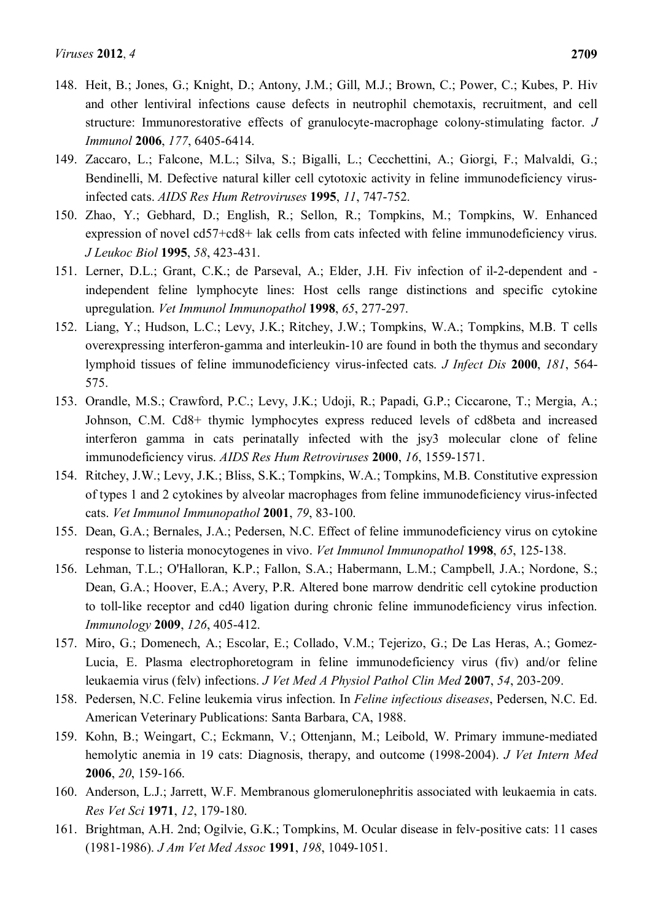148. Heit, B.; Jones, G.; Knight, D.; Antony, J.M.; Gill, M.J.; Brown, C.; Power, C.; Kubes, P. Hiv and other lentiviral infections cause defects in neutrophil chemotaxis, recruitment, and cell structure: Immunorestorative effects of granulocyte-macrophage colony-stimulating factor. *J Immunol* **2006**, *177*, 6405-6414.
149. Zaccaro, L.; Falcone, M.L.; Silva, S.; Bigalli, L.; Cecchettini, A.; Giorgi, F.; Malvaldi, G.; Bendinelli, M. Defective natural killer cell cytotoxic activity in feline immunodeficiency virus-infected cats. *AIDS Res Hum Retroviruses* **1995**, *11*, 747-752.
150. Zhao, Y.; Gebhard, D.; English, R.; Sellon, R.; Tompkins, M.; Tompkins, W. Enhanced expression of novel cd57+cd8+ lak cells from cats infected with feline immunodeficiency virus. *J Leukoc Biol* **1995**, *58*, 423-431.
151. Lerner, D.L.; Grant, C.K.; de Parseval, A.; Elder, J.H. Fiv infection of il-2-dependent and -independent feline lymphocyte lines: Host cells range distinctions and specific cytokine upregulation. *Vet Immunol Immunopathol* **1998**, *65*, 277-297.
152. Liang, Y.; Hudson, L.C.; Levy, J.K.; Ritchey, J.W.; Tompkins, W.A.; Tompkins, M.B. T cells overexpressing interferon-gamma and interleukin-10 are found in both the thymus and secondary lymphoid tissues of feline immunodeficiency virus-infected cats. *J Infect Dis* **2000**, *181*, 564-575.
153. Orandle, M.S.; Crawford, P.C.; Levy, J.K.; Udoji, R.; Papadi, G.P.; Ciccarone, T.; Mergia, A.; Johnson, C.M. Cd8+ thymic lymphocytes express reduced levels of cd8beta and increased interferon gamma in cats perinatally infected with the jsy3 molecular clone of feline immunodeficiency virus. *AIDS Res Hum Retroviruses* **2000**, *16*, 1559-1571.
154. Ritchey, J.W.; Levy, J.K.; Bliss, S.K.; Tompkins, W.A.; Tompkins, M.B. Constitutive expression of types 1 and 2 cytokines by alveolar macrophages from feline immunodeficiency virus-infected cats. *Vet Immunol Immunopathol* **2001**, *79*, 83-100.
155. Dean, G.A.; Bernales, J.A.; Pedersen, N.C. Effect of feline immunodeficiency virus on cytokine response to listeria monocytogenes in vivo. *Vet Immunol Immunopathol* **1998**, *65*, 125-138.
156. Lehman, T.L.; O'Halloran, K.P.; Fallon, S.A.; Habermann, L.M.; Campbell, J.A.; Nordone, S.; Dean, G.A.; Hoover, E.A.; Avery, P.R. Altered bone marrow dendritic cell cytokine production to toll-like receptor and cd40 ligation during chronic feline immunodeficiency virus infection. *Immunology* **2009**, *126*, 405-412.
157. Miro, G.; Domenech, A.; Escolar, E.; Collado, V.M.; Tejerizo, G.; De Las Heras, A.; Gomez-Lucia, E. Plasma electrophoretogram in feline immunodeficiency virus (fiv) and/or feline leukaemia virus (felv) infections. *J Vet Med A Physiol Pathol Clin Med* **2007**, *54*, 203-209.
158. Pedersen, N.C. Feline leukemia virus infection. In *Feline infectious diseases*, Pedersen, N.C. Ed. American Veterinary Publications: Santa Barbara, CA, 1988.
159. Kohn, B.; Weingart, C.; Eckmann, V.; Ottenjann, M.; Leibold, W. Primary immune-mediated hemolytic anemia in 19 cats: Diagnosis, therapy, and outcome (1998-2004). *J Vet Intern Med* **2006**, *20*, 159-166.
160. Anderson, L.J.; Jarrett, W.F. Membranous glomerulonephritis associated with leukaemia in cats. *Res Vet Sci* **1971**, *12*, 179-180.
161. Brightman, A.H. 2nd; Ogilvie, G.K.; Tompkins, M. Ocular disease in felv-positive cats: 11 cases (1981-1986). *J Am Vet Med Assoc* **1991**, *198*, 1049-1051.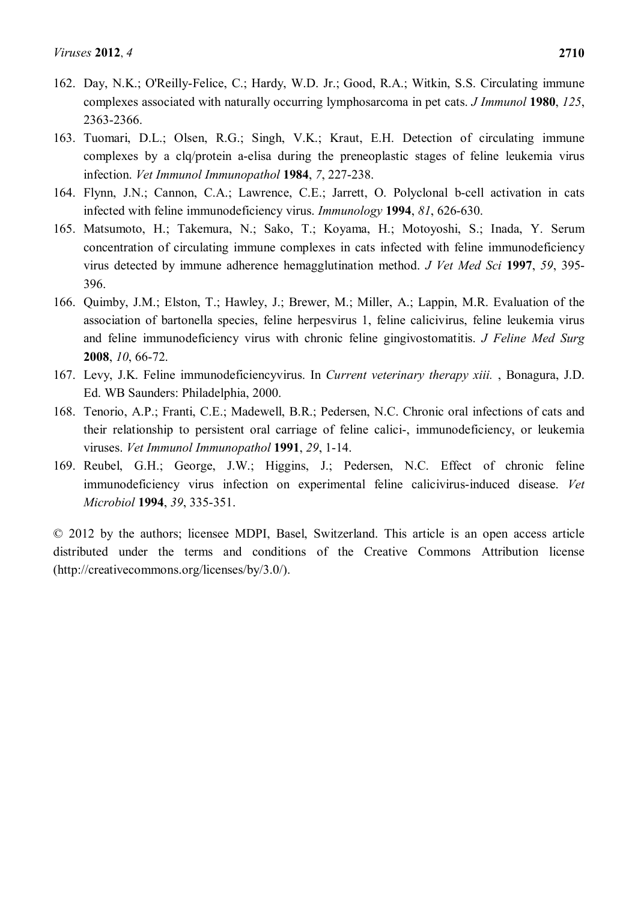162. Day, N.K.; O'Reilly-Felice, C.; Hardy, W.D. Jr.; Good, R.A.; Witkin, S.S. Circulating immune complexes associated with naturally occurring lymphosarcoma in pet cats. *J Immunol* **1980**, *125*, 2363-2366.
163. Tuomari, D.L.; Olsen, R.G.; Singh, V.K.; Kraut, E.H. Detection of circulating immune complexes by a clq/protein a-elisa during the preneoplastic stages of feline leukemia virus infection. *Vet Immunol Immunopathol* **1984**, *7*, 227-238.
164. Flynn, J.N.; Cannon, C.A.; Lawrence, C.E.; Jarrett, O. Polyclonal b-cell activation in cats infected with feline immunodeficiency virus. *Immunology* **1994**, *81*, 626-630.
165. Matsumoto, H.; Takemura, N.; Sako, T.; Koyama, H.; Motoyoshi, S.; Inada, Y. Serum concentration of circulating immune complexes in cats infected with feline immunodeficiency virus detected by immune adherence hemagglutination method. *J Vet Med Sci* **1997**, *59*, 395-396.
166. Quimby, J.M.; Elston, T.; Hawley, J.; Brewer, M.; Miller, A.; Lappin, M.R. Evaluation of the association of bartonella species, feline herpesvirus 1, feline calicivirus, feline leukemia virus and feline immunodeficiency virus with chronic feline gingivostomatitis. *J Feline Med Surg* **2008**, *10*, 66-72.
167. Levy, J.K. Feline immunodeficiencyvirus. In *Current veterinary therapy xiii.* , Bonagura, J.D. Ed. WB Saunders: Philadelphia, 2000.
168. Tenorio, A.P.; Franti, C.E.; Madewell, B.R.; Pedersen, N.C. Chronic oral infections of cats and their relationship to persistent oral carriage of feline calici-, immunodeficiency, or leukemia viruses. *Vet Immunol Immunopathol* **1991**, *29*, 1-14.
169. Reubel, G.H.; George, J.W.; Higgins, J.; Pedersen, N.C. Effect of chronic feline immunodeficiency virus infection on experimental feline calicivirus-induced disease. *Vet Microbiol* **1994**, *39*, 335-351.

© 2012 by the authors; licensee MDPI, Basel, Switzerland. This article is an open access article distributed under the terms and conditions of the Creative Commons Attribution license (http://creativecommons.org/licenses/by/3.0/).